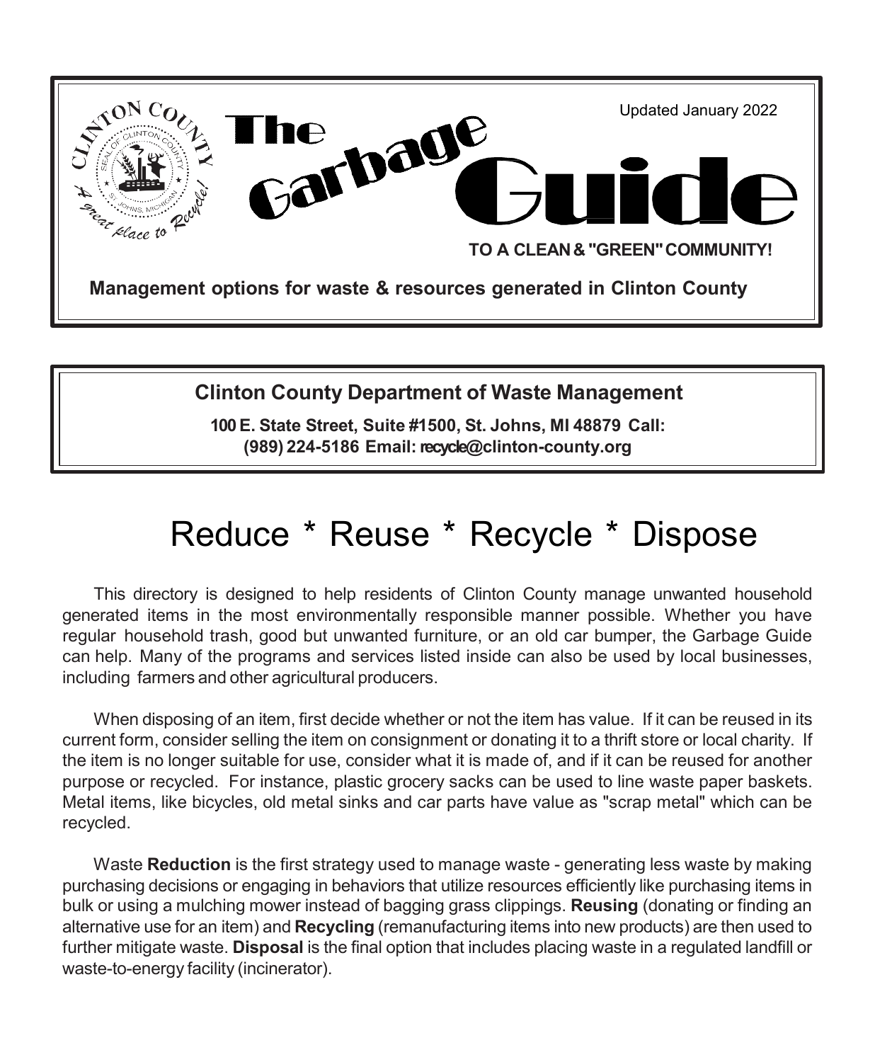Updated January 2022

# The Garbage Guide

**TO A CLEAN & "GREEN" COMMUNITY!**

**Management options for waste & resources generated in Clinton County**

---

**Clinton County Department of Waste Management**

**100 E. State Street, Suite #1500, St. Johns, MI 48879 Call: (989) 224-5186 Email: recycle@clinton-county.org**

---

## Reduce * Reuse * Recycle * Dispose

This directory is designed to help residents of Clinton County manage unwanted household generated items in the most environmentally responsible manner possible. Whether you have regular household trash, good but unwanted furniture, or an old car bumper, the Garbage Guide can help. Many of the programs and services listed inside can also be used by local businesses, including farmers and other agricultural producers.

When disposing of an item, first decide whether or not the item has value. If it can be reused in its current form, consider selling the item on consignment or donating it to a thrift store or local charity. If the item is no longer suitable for use, consider what it is made of, and if it can be reused for another purpose or recycled. For instance, plastic grocery sacks can be used to line waste paper baskets. Metal items, like bicycles, old metal sinks and car parts have value as "scrap metal" which can be recycled.

Waste **Reduction** is the first strategy used to manage waste - generating less waste by making purchasing decisions or engaging in behaviors that utilize resources efficiently like purchasing items in bulk or using a mulching mower instead of bagging grass clippings. **Reusing** (donating or finding an alternative use for an item) and **Recycling** (remanufacturing items into new products) are then used to further mitigate waste. **Disposal** is the final option that includes placing waste in a regulated landfill or waste-to-energy facility (incinerator).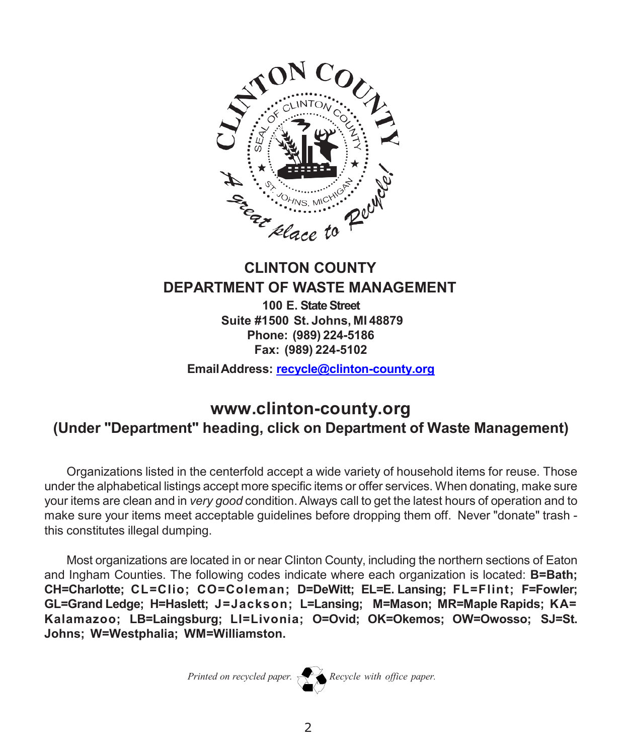# CLINTON COUNTY
## DEPARTMENT OF WASTE MANAGEMENT

**100 E. State Street**
**Suite #1500 St. Johns, MI 48879**
**Phone: (989) 224-5186**
**Fax: (989) 224-5102**

**Email Address: recycle@clinton-county.org**

## www.clinton-county.org
### (Under "Department" heading, click on Department of Waste Management)

Organizations listed in the centerfold accept a wide variety of household items for reuse. Those under the alphabetical listings accept more specific items or offer services. When donating, make sure your items are clean and in *very good* condition. Always call to get the latest hours of operation and to make sure your items meet acceptable guidelines before dropping them off. Never "donate" trash - this constitutes illegal dumping.

Most organizations are located in or near Clinton County, including the northern sections of Eaton and Ingham Counties. The following codes indicate where each organization is located: **B=Bath; CH=Charlotte; CL=Clio; CO=Coleman; D=DeWitt; EL=E. Lansing; FL=Flint; F=Fowler; GL=Grand Ledge; H=Haslett; J=Jackson; L=Lansing; M=Mason; MR=Maple Rapids; KA=Kalamazoo; LB=Laingsburg; LI=Livonia; O=Ovid; OK=Okemos; OW=Owosso; SJ=St. Johns; W=Westphalia; WM=Williamston.**

*Printed on recycled paper. Recycle with office paper.*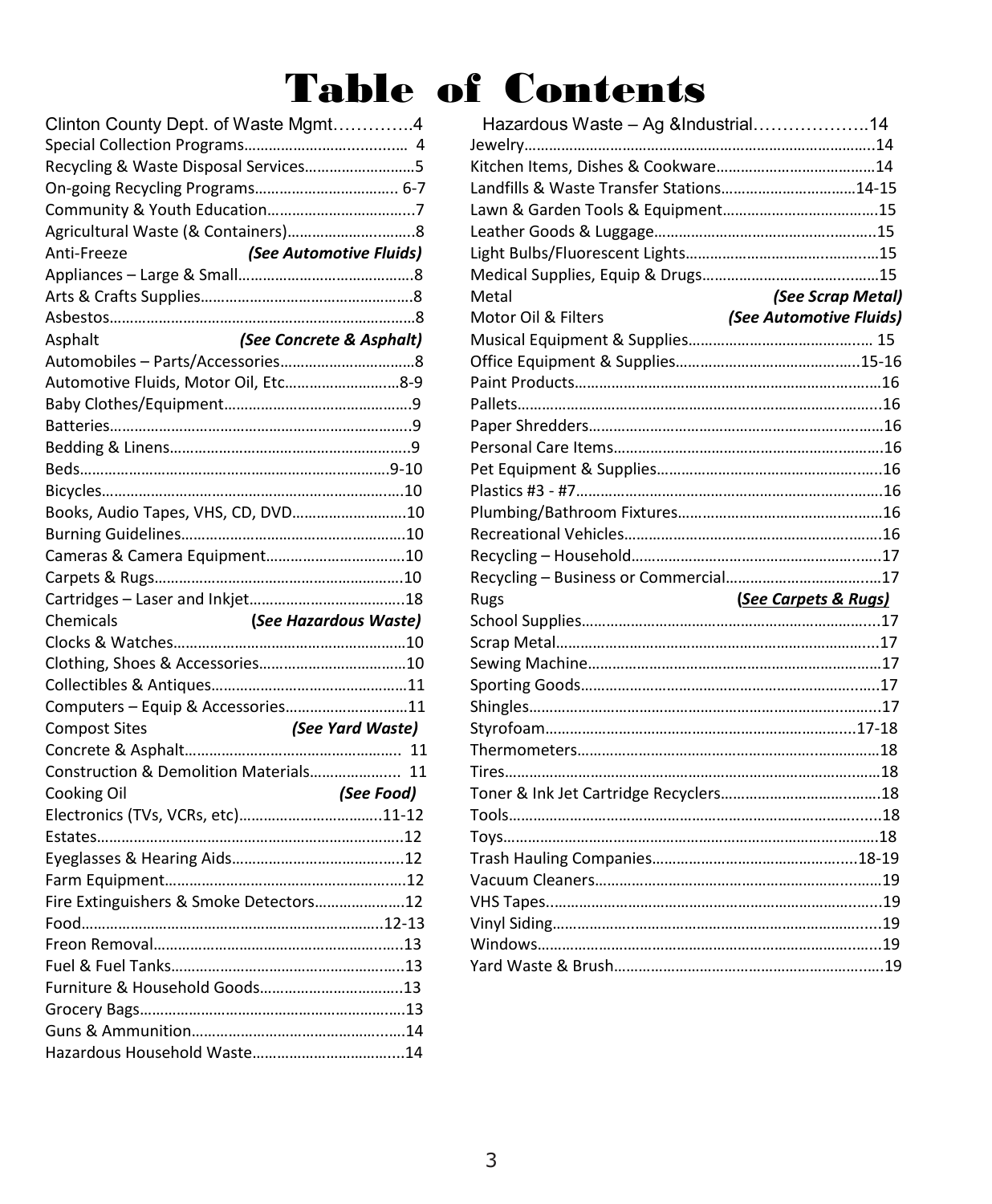# Table of Contents

| Topic | Page |
|---|---|
| Clinton County Dept. of Waste Mgmt | 4 |
| Special Collection Programs | 4 |
| Recycling & Waste Disposal Services | 5 |
| On-going Recycling Programs | 6-7 |
| Community & Youth Education | 7 |
| Agricultural Waste (& Containers) | 8 |
| Anti-Freeze | *(See Automotive Fluids)* |
| Appliances – Large & Small | 8 |
| Arts & Crafts Supplies | 8 |
| Asbestos | 8 |
| Asphalt | *(See Concrete & Asphalt)* |
| Automobiles – Parts/Accessories | 8 |
| Automotive Fluids, Motor Oil, Etc | 8-9 |
| Baby Clothes/Equipment | 9 |
| Batteries | 9 |
| Bedding & Linens | 9 |
| Beds | 9-10 |
| Bicycles | 10 |
| Books, Audio Tapes, VHS, CD, DVD | 10 |
| Burning Guidelines | 10 |
| Cameras & Camera Equipment | 10 |
| Carpets & Rugs | 10 |
| Cartridges – Laser and Inkjet | 18 |
| Chemicals | *(See Hazardous Waste)* |
| Clocks & Watches | 10 |
| Clothing, Shoes & Accessories | 10 |
| Collectibles & Antiques | 11 |
| Computers – Equip & Accessories | 11 |
| Compost Sites | *(See Yard Waste)* |
| Concrete & Asphalt | 11 |
| Construction & Demolition Materials | 11 |
| Cooking Oil | *(See Food)* |
| Electronics (TVs, VCRs, etc) | 11-12 |
| Estates | 12 |
| Eyeglasses & Hearing Aids | 12 |
| Farm Equipment | 12 |
| Fire Extinguishers & Smoke Detectors | 12 |
| Food | 12-13 |
| Freon Removal | 13 |
| Fuel & Fuel Tanks | 13 |
| Furniture & Household Goods | 13 |
| Grocery Bags | 13 |
| Guns & Ammunition | 14 |
| Hazardous Household Waste | 14 |
| Hazardous Waste – Ag &Industrial | 14 |
| Jewelry | 14 |
| Kitchen Items, Dishes & Cookware | 14 |
| Landfills & Waste Transfer Stations | 14-15 |
| Lawn & Garden Tools & Equipment | 15 |
| Leather Goods & Luggage | 15 |
| Light Bulbs/Fluorescent Lights | 15 |
| Medical Supplies, Equip & Drugs | 15 |
| Metal | *(See Scrap Metal)* |
| Motor Oil & Filters | *(See Automotive Fluids)* |
| Musical Equipment & Supplies | 15 |
| Office Equipment & Supplies | 15-16 |
| Paint Products | 16 |
| Pallets | 16 |
| Paper Shredders | 16 |
| Personal Care Items | 16 |
| Pet Equipment & Supplies | 16 |
| Plastics #3 - #7 | 16 |
| Plumbing/Bathroom Fixtures | 16 |
| Recreational Vehicles | 16 |
| Recycling – Household | 17 |
| Recycling – Business or Commercial | 17 |
| Rugs | *(See Carpets & Rugs)* |
| School Supplies | 17 |
| Scrap Metal | 17 |
| Sewing Machine | 17 |
| Sporting Goods | 17 |
| Shingles | 17 |
| Styrofoam | 17-18 |
| Thermometers | 18 |
| Tires | 18 |
| Toner & Ink Jet Cartridge Recyclers | 18 |
| Tools | 18 |
| Toys | 18 |
| Trash Hauling Companies | 18-19 |
| Vacuum Cleaners | 19 |
| VHS Tapes | 19 |
| Vinyl Siding | 19 |
| Windows | 19 |
| Yard Waste & Brush | 19 |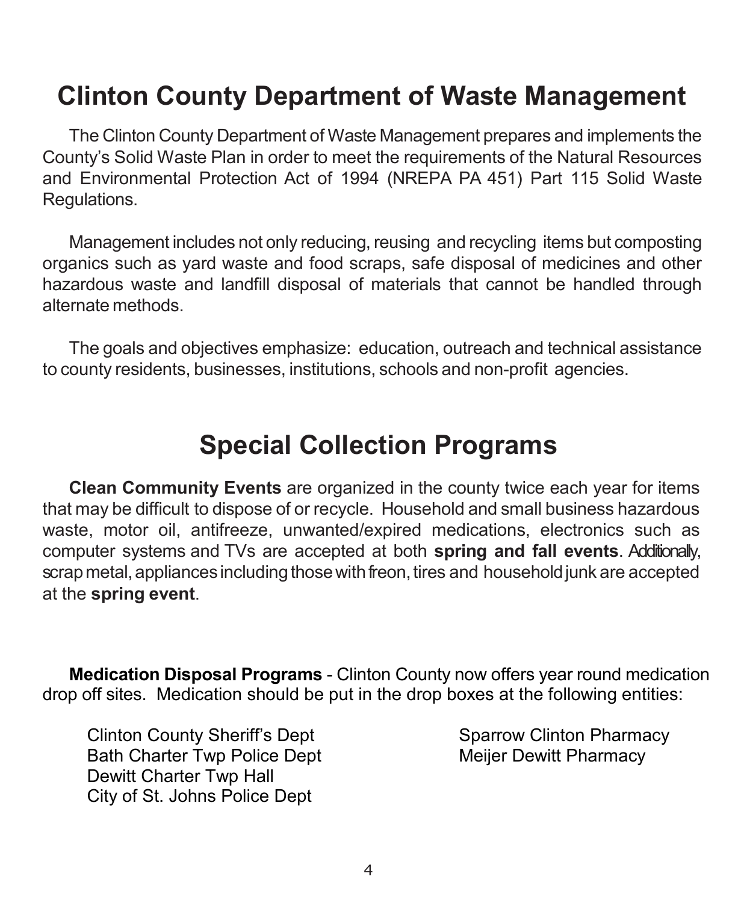# Clinton County Department of Waste Management

The Clinton County Department of Waste Management prepares and implements the County's Solid Waste Plan in order to meet the requirements of the Natural Resources and Environmental Protection Act of 1994 (NREPA PA 451) Part 115 Solid Waste Regulations.

Management includes not only reducing, reusing and recycling items but composting organics such as yard waste and food scraps, safe disposal of medicines and other hazardous waste and landfill disposal of materials that cannot be handled through alternate methods.

The goals and objectives emphasize: education, outreach and technical assistance to county residents, businesses, institutions, schools and non-profit agencies.

# Special Collection Programs

**Clean Community Events** are organized in the county twice each year for items that may be difficult to dispose of or recycle. Household and small business hazardous waste, motor oil, antifreeze, unwanted/expired medications, electronics such as computer systems and TVs are accepted at both **spring and fall events**. Additionally, scrap metal, appliances including those with freon, tires and household junk are accepted at the **spring event**.

**Medication Disposal Programs** - Clinton County now offers year round medication drop off sites. Medication should be put in the drop boxes at the following entities:

- Clinton County Sheriff's Dept
- Bath Charter Twp Police Dept
- Dewitt Charter Twp Hall
- City of St. Johns Police Dept
- Sparrow Clinton Pharmacy
- Meijer Dewitt Pharmacy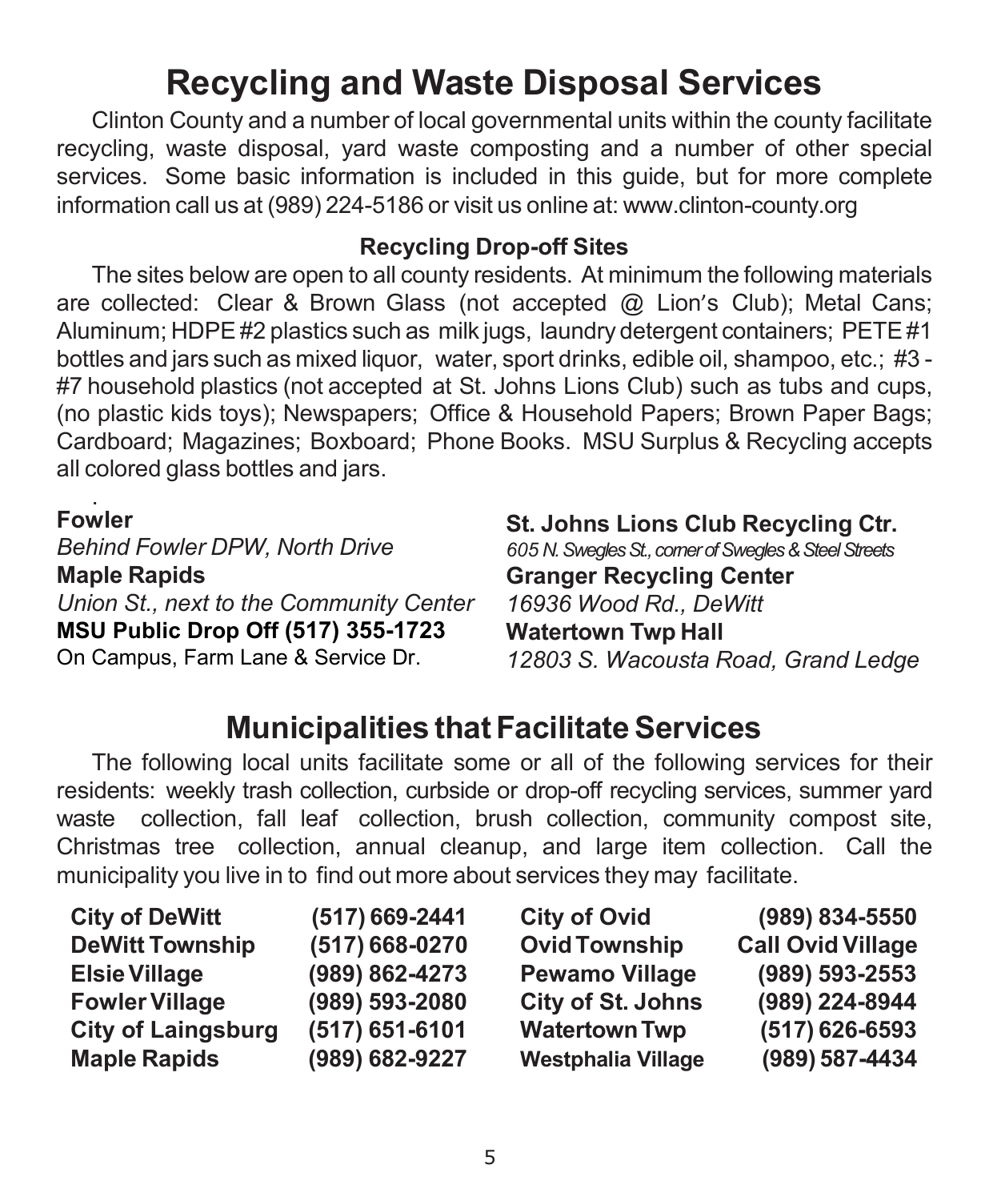# Recycling and Waste Disposal Services

Clinton County and a number of local governmental units within the county facilitate recycling, waste disposal, yard waste composting and a number of other special services. Some basic information is included in this guide, but for more complete information call us at (989) 224-5186 or visit us online at: www.clinton-county.org

### Recycling Drop-off Sites

The sites below are open to all county residents. At minimum the following materials are collected: Clear & Brown Glass (not accepted @ Lion's Club); Metal Cans; Aluminum; HDPE #2 plastics such as milk jugs, laundry detergent containers; PETE #1 bottles and jars such as mixed liquor, water, sport drinks, edible oil, shampoo, etc.; #3 - #7 household plastics (not accepted at St. Johns Lions Club) such as tubs and cups, (no plastic kids toys); Newspapers; Office & Household Papers; Brown Paper Bags; Cardboard; Magazines; Boxboard; Phone Books. MSU Surplus & Recycling accepts all colored glass bottles and jars.

**Fowler**
*Behind Fowler DPW, North Drive*

**Maple Rapids**
*Union St., next to the Community Center*

**MSU Public Drop Off (517) 355-1723**
On Campus, Farm Lane & Service Dr.

**St. Johns Lions Club Recycling Ctr.**
*605 N. Swegles St., corner of Swegles & Steel Streets*

**Granger Recycling Center**
*16936 Wood Rd., DeWitt*

**Watertown Twp Hall**
*12803 S. Wacousta Road, Grand Ledge*

## Municipalities that Facilitate Services

The following local units facilitate some or all of the following services for their residents: weekly trash collection, curbside or drop-off recycling services, summer yard waste collection, fall leaf collection, brush collection, community compost site, Christmas tree collection, annual cleanup, and large item collection. Call the municipality you live in to find out more about services they may facilitate.

| | | | |
|---|---|---|---|
| **City of DeWitt** | **(517) 669-2441** | **City of Ovid** | **(989) 834-5550** |
| **DeWitt Township** | **(517) 668-0270** | **Ovid Township** | **Call Ovid Village** |
| **Elsie Village** | **(989) 862-4273** | **Pewamo Village** | **(989) 593-2553** |
| **Fowler Village** | **(989) 593-2080** | **City of St. Johns** | **(989) 224-8944** |
| **City of Laingsburg** | **(517) 651-6101** | **Watertown Twp** | **(517) 626-6593** |
| **Maple Rapids** | **(989) 682-9227** | **Westphalia Village** | **(989) 587-4434** |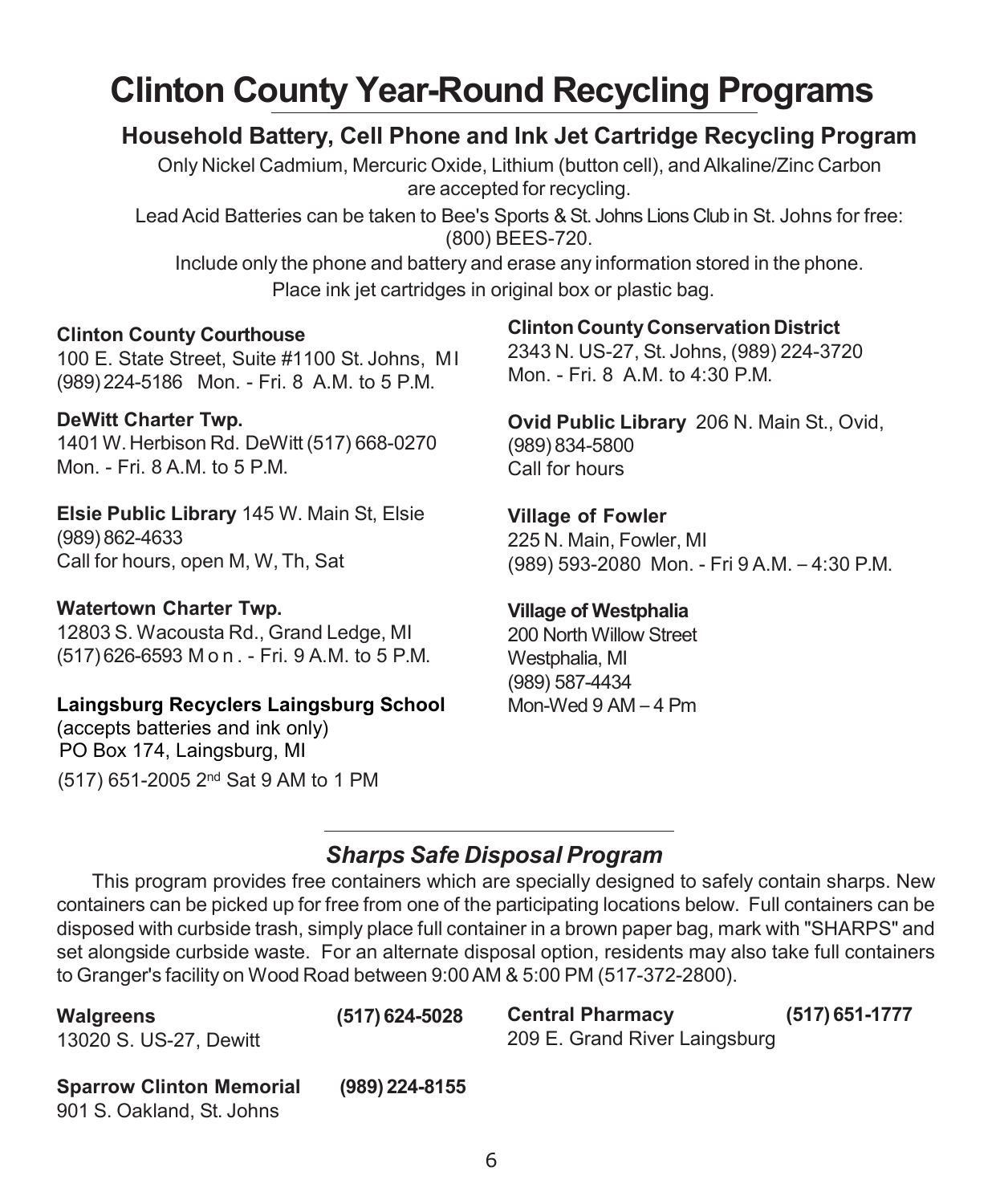# Clinton County Year-Round Recycling Programs

## Household Battery, Cell Phone and Ink Jet Cartridge Recycling Program

Only Nickel Cadmium, Mercuric Oxide, Lithium (button cell), and Alkaline/Zinc Carbon are accepted for recycling.

Lead Acid Batteries can be taken to Bee's Sports & St. Johns Lions Club in St. Johns for free: (800) BEES-720.

Include only the phone and battery and erase any information stored in the phone.

Place ink jet cartridges in original box or plastic bag.

**Clinton County Courthouse**
100 E. State Street, Suite #1100 St. Johns, MI
(989) 224-5186 Mon. - Fri. 8 A.M. to 5 P.M.

**DeWitt Charter Twp.**
1401 W. Herbison Rd. DeWitt (517) 668-0270
Mon. - Fri. 8 A.M. to 5 P.M.

**Elsie Public Library** 145 W. Main St, Elsie
(989) 862-4633
Call for hours, open M, W, Th, Sat

**Watertown Charter Twp.**
12803 S. Wacousta Rd., Grand Ledge, MI
(517) 626-6593 Mon. - Fri. 9 A.M. to 5 P.M.

**Laingsburg Recyclers Laingsburg School**
(accepts batteries and ink only)
PO Box 174, Laingsburg, MI
(517) 651-2005 2nd Sat 9 AM to 1 PM

**Clinton County Conservation District**
2343 N. US-27, St. Johns, (989) 224-3720
Mon. - Fri. 8 A.M. to 4:30 P.M.

**Ovid Public Library** 206 N. Main St., Ovid,
(989) 834-5800
Call for hours

**Village of Fowler**
225 N. Main, Fowler, MI
(989) 593-2080 Mon. - Fri 9 A.M. – 4:30 P.M.

**Village of Westphalia**
200 North Willow Street
Westphalia, MI
(989) 587-4434
Mon-Wed 9 AM – 4 Pm

## *Sharps Safe Disposal Program*

This program provides free containers which are specially designed to safely contain sharps. New containers can be picked up for free from one of the participating locations below. Full containers can be disposed with curbside trash, simply place full container in a brown paper bag, mark with "SHARPS" and set alongside curbside waste. For an alternate disposal option, residents may also take full containers to Granger's facility on Wood Road between 9:00 AM & 5:00 PM (517-372-2800).

**Walgreens** **(517) 624-5028**
13020 S. US-27, Dewitt

**Sparrow Clinton Memorial** **(989) 224-8155**
901 S. Oakland, St. Johns

**Central Pharmacy** **(517) 651-1777**
209 E. Grand River Laingsburg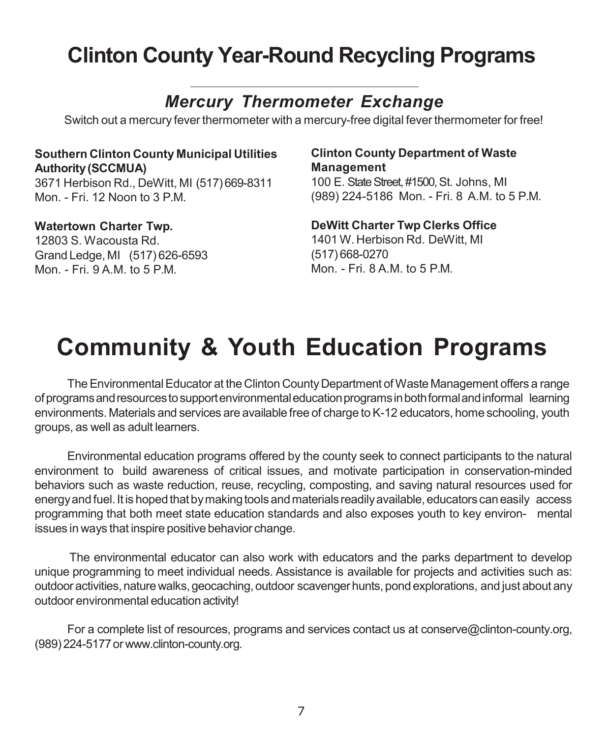# Clinton County Year-Round Recycling Programs

## *Mercury Thermometer Exchange*

Switch out a mercury fever thermometer with a mercury-free digital fever thermometer for free!

**Southern Clinton County Municipal Utilities Authority (SCCMUA)**
3671 Herbison Rd., DeWitt, MI (517) 669-8311
Mon. - Fri. 12 Noon to 3 P.M.

**Watertown Charter Twp.**
12803 S. Wacousta Rd.
Grand Ledge, MI (517) 626-6593
Mon. - Fri. 9 A.M. to 5 P.M.

**Clinton County Department of Waste Management**
100 E. State Street, #1500, St. Johns, MI
(989) 224-5186 Mon. - Fri. 8 A.M. to 5 P.M.

**DeWitt Charter Twp Clerks Office**
1401 W. Herbison Rd. DeWitt, MI
(517) 668-0270
Mon. - Fri. 8 A.M. to 5 P.M.

# Community & Youth Education Programs

The Environmental Educator at the Clinton County Department of Waste Management offers a range of programs and resources to support environmental education programs in both formal and informal learning environments. Materials and services are available free of charge to K-12 educators, home schooling, youth groups, as well as adult learners.

Environmental education programs offered by the county seek to connect participants to the natural environment to build awareness of critical issues, and motivate participation in conservation-minded behaviors such as waste reduction, reuse, recycling, composting, and saving natural resources used for energy and fuel. It is hoped that by making tools and materials readily available, educators can easily access programming that both meet state education standards and also exposes youth to key environmental issues in ways that inspire positive behavior change.

The environmental educator can also work with educators and the parks department to develop unique programming to meet individual needs. Assistance is available for projects and activities such as: outdoor activities, nature walks, geocaching, outdoor scavenger hunts, pond explorations, and just about any outdoor environmental education activity!

For a complete list of resources, programs and services contact us at conserve@clinton-county.org, (989) 224-5177 or www.clinton-county.org.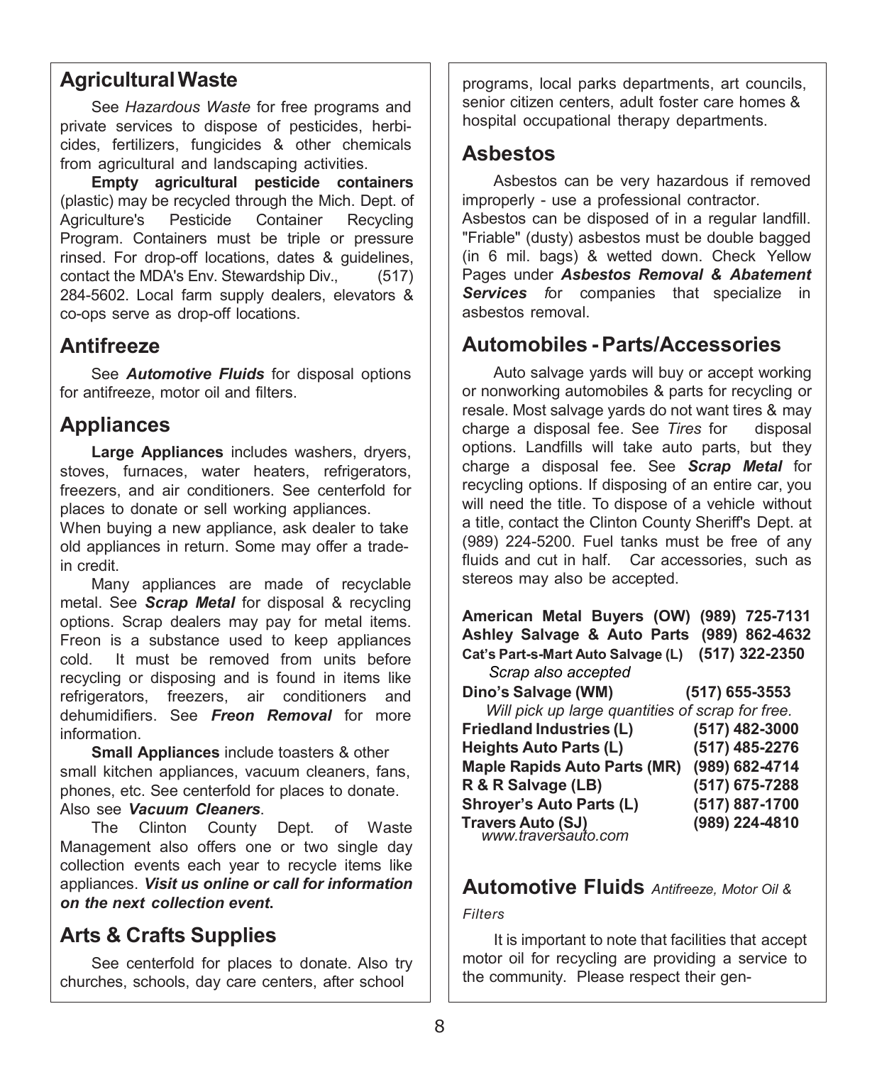## Agricultural Waste

See *Hazardous Waste* for free programs and private services to dispose of pesticides, herbicides, fertilizers, fungicides & other chemicals from agricultural and landscaping activities.

**Empty agricultural pesticide containers** (plastic) may be recycled through the Mich. Dept. of Agriculture's Pesticide Container Recycling Program. Containers must be triple or pressure rinsed. For drop-off locations, dates & guidelines, contact the MDA's Env. Stewardship Div., (517) 284-5602. Local farm supply dealers, elevators & co-ops serve as drop-off locations.

## Antifreeze

See ***Automotive Fluids*** for disposal options for antifreeze, motor oil and filters.

## Appliances

**Large Appliances** includes washers, dryers, stoves, furnaces, water heaters, refrigerators, freezers, and air conditioners. See centerfold for places to donate or sell working appliances.

When buying a new appliance, ask dealer to take old appliances in return. Some may offer a trade-in credit.

Many appliances are made of recyclable metal. See ***Scrap Metal*** for disposal & recycling options. Scrap dealers may pay for metal items. Freon is a substance used to keep appliances cold. It must be removed from units before recycling or disposing and is found in items like refrigerators, freezers, air conditioners and dehumidifiers. See ***Freon Removal*** for more information.

**Small Appliances** include toasters & other small kitchen appliances, vacuum cleaners, fans, phones, etc. See centerfold for places to donate. Also see ***Vacuum Cleaners***.

The Clinton County Dept. of Waste Management also offers one or two single day collection events each year to recycle items like appliances. ***Visit us online or call for information on the next collection event.***

## Arts & Crafts Supplies

See centerfold for places to donate. Also try churches, schools, day care centers, after school programs, local parks departments, art councils, senior citizen centers, adult foster care homes & hospital occupational therapy departments.

## Asbestos

Asbestos can be very hazardous if removed improperly - use a professional contractor.

Asbestos can be disposed of in a regular landfill. "Friable" (dusty) asbestos must be double bagged (in 6 mil. bags) & wetted down. Check Yellow Pages under ***Asbestos Removal & Abatement Services*** for companies that specialize in asbestos removal.

## Automobiles - Parts/Accessories

Auto salvage yards will buy or accept working or nonworking automobiles & parts for recycling or resale. Most salvage yards do not want tires & may charge a disposal fee. See *Tires* for disposal options. Landfills will take auto parts, but they charge a disposal fee. See ***Scrap Metal*** for recycling options. If disposing of an entire car, you will need the title. To dispose of a vehicle without a title, contact the Clinton County Sheriff's Dept. at (989) 224-5200. Fuel tanks must be free of any fluids and cut in half. Car accessories, such as stereos may also be accepted.

**American Metal Buyers (OW)** **(989) 725-7131**
**Ashley Salvage & Auto Parts** **(989) 862-4632**
**Cat's Part-s-Mart Auto Salvage (L)** **(517) 322-2350**
*Scrap also accepted*
**Dino's Salvage (WM)** **(517) 655-3553**
*Will pick up large quantities of scrap for free.*
**Friedland Industries (L)** **(517) 482-3000**
**Heights Auto Parts (L)** **(517) 485-2276**
**Maple Rapids Auto Parts (MR)** **(989) 682-4714**
**R & R Salvage (LB)** **(517) 675-7288**
**Shroyer's Auto Parts (L)** **(517) 887-1700**
**Travers Auto (SJ)** **(989) 224-4810**
*www.traversauto.com*

## Automotive Fluids *Antifreeze, Motor Oil & Filters*

It is important to note that facilities that accept motor oil for recycling are providing a service to the community. Please respect their gen-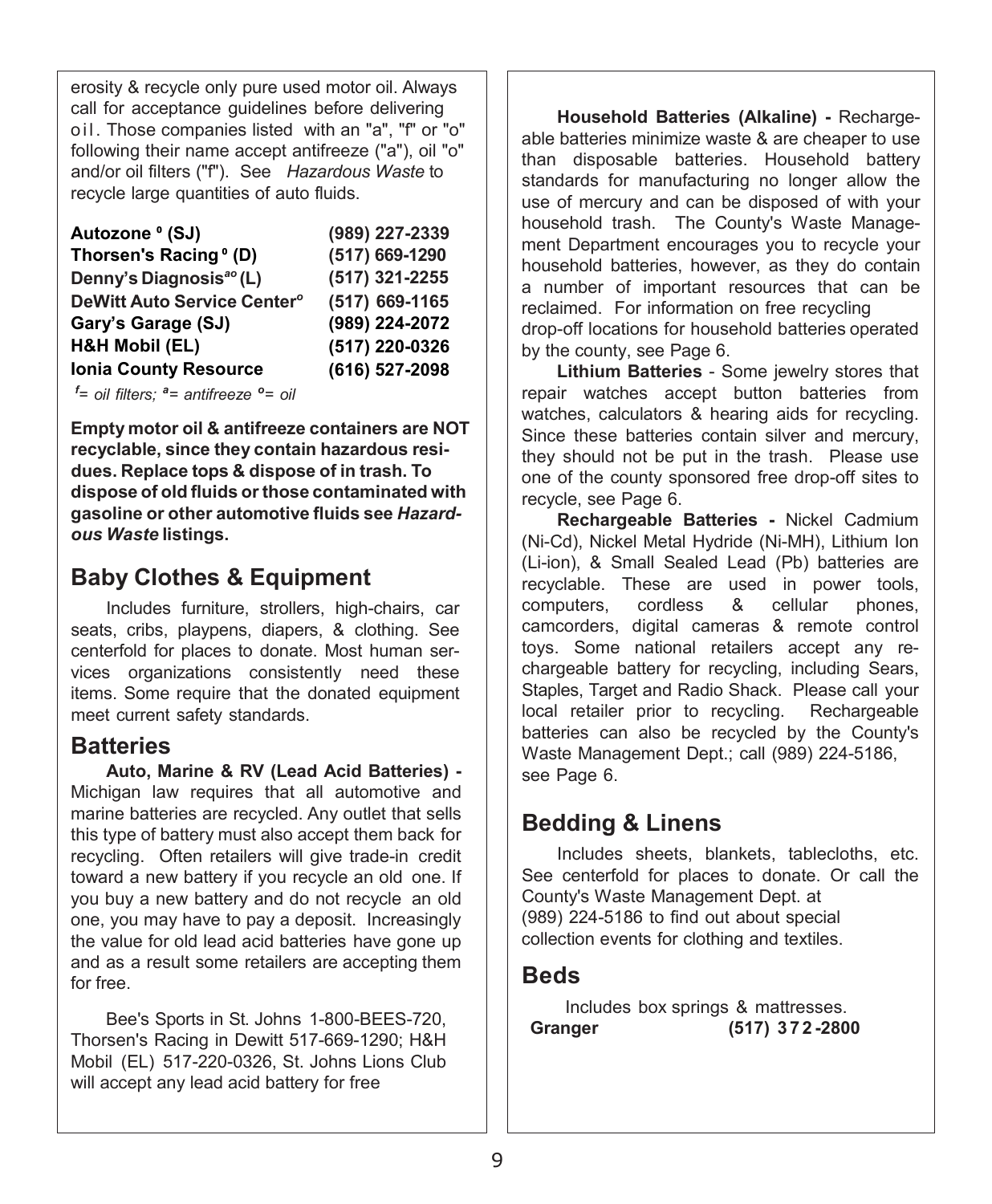erosity & recycle only pure used motor oil. Always call for acceptance guidelines before delivering oil. Those companies listed with an "a", "f" or "o" following their name accept antifreeze ("a"), oil "o" and/or oil filters ("f"). See *Hazardous Waste* to recycle large quantities of auto fluids.

| | |
|---|---|
| **Autozone [o] (SJ)** | **(989) 227-2339** |
| **Thorsen's Racing [o] (D)** | **(517) 669-1290** |
| **Denny's Diagnosis [ao] (L)** | **(517) 321-2255** |
| **DeWitt Auto Service Center [o]** | **(517) 669-1165** |
| **Gary's Garage (SJ)** | **(989) 224-2072** |
| **H&H Mobil (EL)** | **(517) 220-0326** |
| **Ionia County Resource** | **(616) 527-2098** |

*f= oil filters; a= antifreeze o= oil*

**Empty motor oil & antifreeze containers are NOT recyclable, since they contain hazardous residues. Replace tops & dispose of in trash. To dispose of old fluids or those contaminated with gasoline or other automotive fluids see *Hazardous Waste* listings.**

## Baby Clothes & Equipment

Includes furniture, strollers, high-chairs, car seats, cribs, playpens, diapers, & clothing. See centerfold for places to donate. Most human services organizations consistently need these items. Some require that the donated equipment meet current safety standards.

## Batteries

**Auto, Marine & RV (Lead Acid Batteries) -** Michigan law requires that all automotive and marine batteries are recycled. Any outlet that sells this type of battery must also accept them back for recycling. Often retailers will give trade-in credit toward a new battery if you recycle an old one. If you buy a new battery and do not recycle an old one, you may have to pay a deposit. Increasingly the value for old lead acid batteries have gone up and as a result some retailers are accepting them for free.

Bee's Sports in St. Johns 1-800-BEES-720, Thorsen's Racing in Dewitt 517-669-1290; H&H Mobil (EL) 517-220-0326, St. Johns Lions Club will accept any lead acid battery for free

**Household Batteries (Alkaline) -** Rechargeable batteries minimize waste & are cheaper to use than disposable batteries. Household battery standards for manufacturing no longer allow the use of mercury and can be disposed of with your household trash. The County's Waste Management Department encourages you to recycle your household batteries, however, as they do contain a number of important resources that can be reclaimed. For information on free recycling drop-off locations for household batteries operated by the county, see Page 6.

**Lithium Batteries** - Some jewelry stores that repair watches accept button batteries from watches, calculators & hearing aids for recycling. Since these batteries contain silver and mercury, they should not be put in the trash. Please use one of the county sponsored free drop-off sites to recycle, see Page 6.

**Rechargeable Batteries -** Nickel Cadmium (Ni-Cd), Nickel Metal Hydride (Ni-MH), Lithium Ion (Li-ion), & Small Sealed Lead (Pb) batteries are recyclable. These are used in power tools, computers, cordless & cellular phones, camcorders, digital cameras & remote control toys. Some national retailers accept any rechargeable battery for recycling, including Sears, Staples, Target and Radio Shack. Please call your local retailer prior to recycling. Rechargeable batteries can also be recycled by the County's Waste Management Dept.; call (989) 224-5186, see Page 6.

## Bedding & Linens

Includes sheets, blankets, tablecloths, etc. See centerfold for places to donate. Or call the County's Waste Management Dept. at (989) 224-5186 to find out about special collection events for clothing and textiles.

## Beds

Includes box springs & mattresses.

| | |
|---|---|
| **Granger** | **(517) 372-2800** |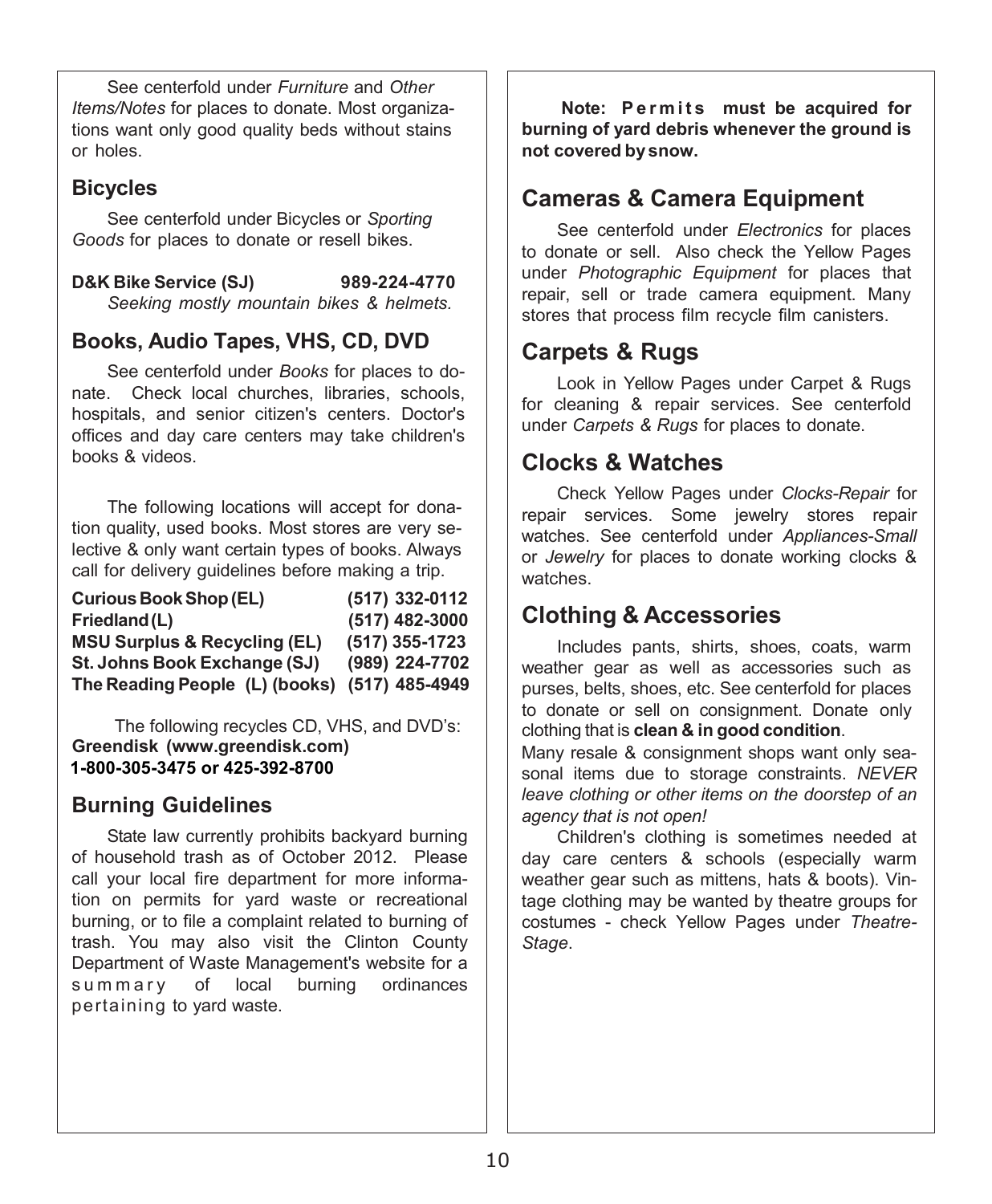See centerfold under *Furniture* and *Other Items/Notes* for places to donate. Most organizations want only good quality beds without stains or holes.

## Bicycles

See centerfold under Bicycles or *Sporting Goods* for places to donate or resell bikes.

**D&K Bike Service (SJ)** **989-224-4770**
*Seeking mostly mountain bikes & helmets.*

## Books, Audio Tapes, VHS, CD, DVD

See centerfold under *Books* for places to donate. Check local churches, libraries, schools, hospitals, and senior citizen's centers. Doctor's offices and day care centers may take children's books & videos.

The following locations will accept for donation quality, used books. Most stores are very selective & only want certain types of books. Always call for delivery guidelines before making a trip.

| | |
|---|---|
| **Curious Book Shop (EL)** | **(517) 332-0112** |
| **Friedland (L)** | **(517) 482-3000** |
| **MSU Surplus & Recycling (EL)** | **(517) 355-1723** |
| **St. Johns Book Exchange (SJ)** | **(989) 224-7702** |
| **The Reading People (L) (books)** | **(517) 485-4949** |

The following recycles CD, VHS, and DVD's:
**Greendisk (www.greendisk.com)**
**1-800-305-3475 or 425-392-8700**

## Burning Guidelines

State law currently prohibits backyard burning of household trash as of October 2012. Please call your local fire department for more information on permits for yard waste or recreational burning, or to file a complaint related to burning of trash. You may also visit the Clinton County Department of Waste Management's website for a summary of local burning ordinances pertaining to yard waste.

**Note: Permits must be acquired for burning of yard debris whenever the ground is not covered by snow.**

## Cameras & Camera Equipment

See centerfold under *Electronics* for places to donate or sell. Also check the Yellow Pages under *Photographic Equipment* for places that repair, sell or trade camera equipment. Many stores that process film recycle film canisters.

## Carpets & Rugs

Look in Yellow Pages under Carpet & Rugs for cleaning & repair services. See centerfold under *Carpets & Rugs* for places to donate.

## Clocks & Watches

Check Yellow Pages under *Clocks-Repair* for repair services. Some jewelry stores repair watches. See centerfold under *Appliances-Small* or *Jewelry* for places to donate working clocks & watches.

## Clothing & Accessories

Includes pants, shirts, shoes, coats, warm weather gear as well as accessories such as purses, belts, shoes, etc. See centerfold for places to donate or sell on consignment. Donate only clothing that is **clean & in good condition**.

Many resale & consignment shops want only seasonal items due to storage constraints. *NEVER leave clothing or other items on the doorstep of an agency that is not open!*

Children's clothing is sometimes needed at day care centers & schools (especially warm weather gear such as mittens, hats & boots). Vintage clothing may be wanted by theatre groups for costumes - check Yellow Pages under *Theatre-Stage*.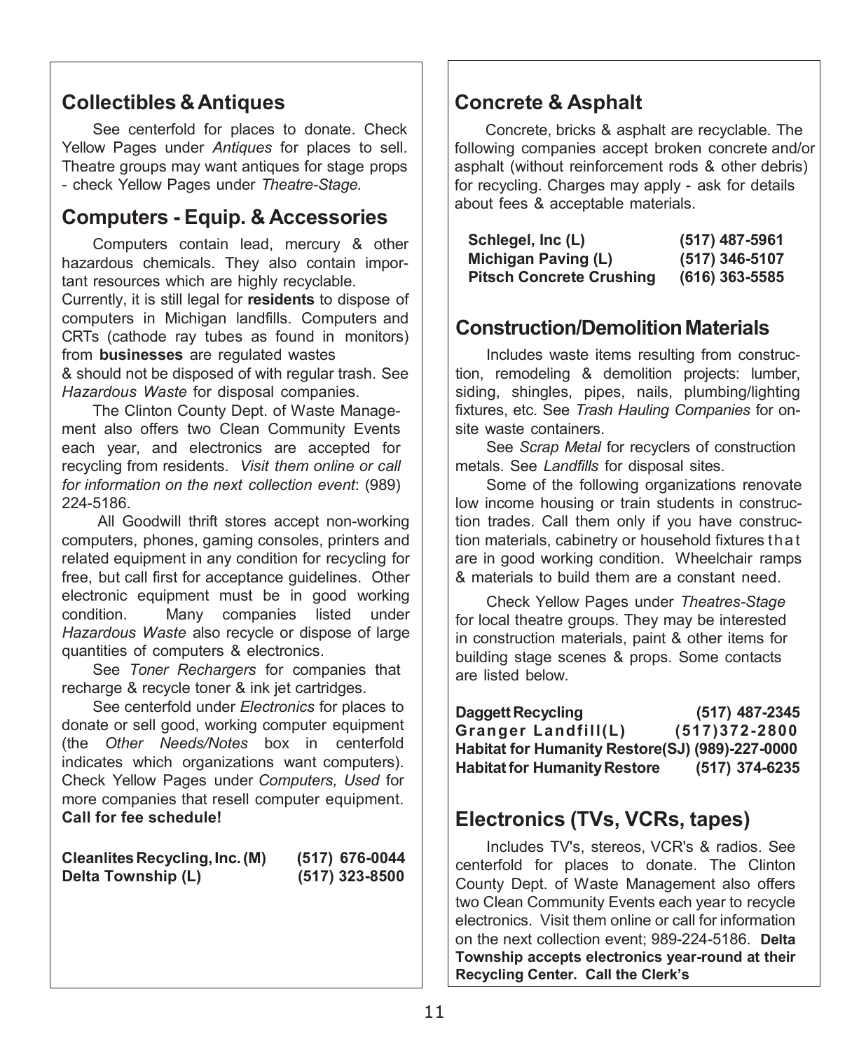## Collectibles & Antiques

See centerfold for places to donate. Check Yellow Pages under *Antiques* for places to sell. Theatre groups may want antiques for stage props - check Yellow Pages under *Theatre-Stage.*

## Computers - Equip. & Accessories

Computers contain lead, mercury & other hazardous chemicals. They also contain important resources which are highly recyclable.
Currently, it is still legal for **residents** to dispose of computers in Michigan landfills. Computers and CRTs (cathode ray tubes as found in monitors) from **businesses** are regulated wastes & should not be disposed of with regular trash. See *Hazardous Waste* for disposal companies.

The Clinton County Dept. of Waste Management also offers two Clean Community Events each year, and electronics are accepted for recycling from residents. *Visit them online or call for information on the next collection event*: (989) 224-5186.

All Goodwill thrift stores accept non-working computers, phones, gaming consoles, printers and related equipment in any condition for recycling for free, but call first for acceptance guidelines. Other electronic equipment must be in good working condition. Many companies listed under *Hazardous Waste* also recycle or dispose of large quantities of computers & electronics.

See *Toner Rechargers* for companies that recharge & recycle toner & ink jet cartridges.

See centerfold under *Electronics* for places to donate or sell good, working computer equipment (the *Other Needs/Notes* box in centerfold indicates which organizations want computers). Check Yellow Pages under *Computers, Used* for more companies that resell computer equipment. **Call for fee schedule!**

| | |
|---|---|
| **Cleanlites Recycling, Inc. (M)** | **(517) 676-0044** |
| **Delta Township (L)** | **(517) 323-8500** |

## Concrete & Asphalt

Concrete, bricks & asphalt are recyclable. The following companies accept broken concrete and/or asphalt (without reinforcement rods & other debris) for recycling. Charges may apply - ask for details about fees & acceptable materials.

| | |
|---|---|
| **Schlegel, Inc (L)** | **(517) 487-5961** |
| **Michigan Paving (L)** | **(517) 346-5107** |
| **Pitsch Concrete Crushing** | **(616) 363-5585** |

## Construction/Demolition Materials

Includes waste items resulting from construction, remodeling & demolition projects: lumber, siding, shingles, pipes, nails, plumbing/lighting fixtures, etc. See *Trash Hauling Companies* for on-site waste containers.

See *Scrap Metal* for recyclers of construction metals. See *Landfills* for disposal sites.

Some of the following organizations renovate low income housing or train students in construction trades. Call them only if you have construction materials, cabinetry or household fixtures that are in good working condition. Wheelchair ramps & materials to build them are a constant need.

Check Yellow Pages under *Theatres-Stage* for local theatre groups. They may be interested in construction materials, paint & other items for building stage scenes & props. Some contacts are listed below.

| | |
|---|---|
| **Daggett Recycling** | **(517) 487-2345** |
| **Granger Landfill(L)** | **(517)372-2800** |
| **Habitat for Humanity Restore(SJ)** | **(989)-227-0000** |
| **Habitat for Humanity Restore** | **(517) 374-6235** |

## Electronics (TVs, VCRs, tapes)

Includes TV's, stereos, VCR's & radios. See centerfold for places to donate. The Clinton County Dept. of Waste Management also offers two Clean Community Events each year to recycle electronics. Visit them online or call for information on the next collection event; 989-224-5186. **Delta Township accepts electronics year-round at their Recycling Center. Call the Clerk's**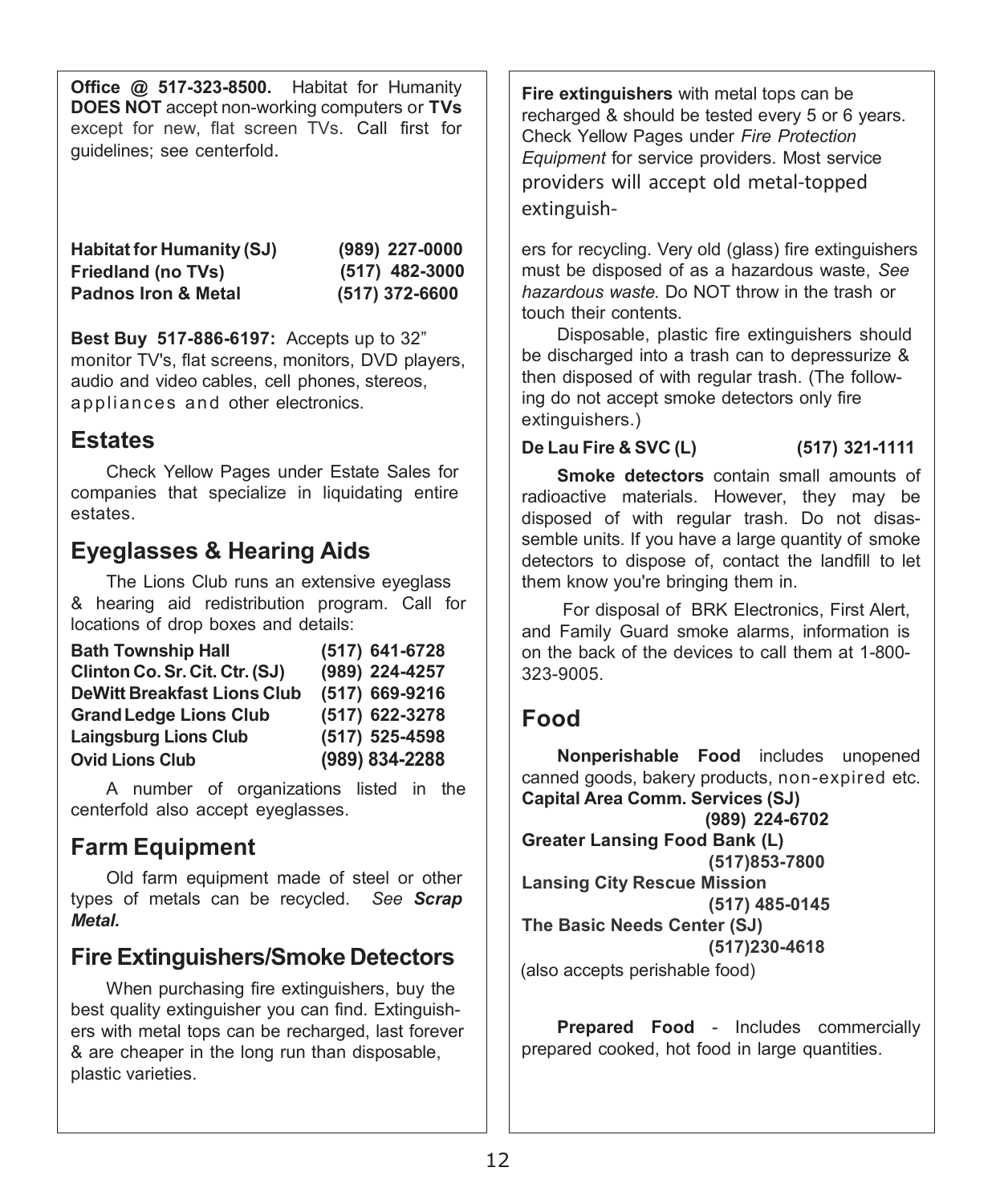**Office @ 517-323-8500.** Habitat for Humanity **DOES NOT** accept non-working computers or **TVs** except for new, flat screen TVs. Call first for guidelines; see centerfold.

| | |
|---|---|
| **Habitat for Humanity (SJ)** | **(989) 227-0000** |
| **Friedland (no TVs)** | **(517) 482-3000** |
| **Padnos Iron & Metal** | **(517) 372-6600** |

**Best Buy 517-886-6197:** Accepts up to 32" monitor TV's, flat screens, monitors, DVD players, audio and video cables, cell phones, stereos, appliances and other electronics.

## Estates

Check Yellow Pages under Estate Sales for companies that specialize in liquidating entire estates.

## Eyeglasses & Hearing Aids

The Lions Club runs an extensive eyeglass & hearing aid redistribution program. Call for locations of drop boxes and details:

| | |
|---|---|
| **Bath Township Hall** | **(517) 641-6728** |
| **Clinton Co. Sr. Cit. Ctr. (SJ)** | **(989) 224-4257** |
| **DeWitt Breakfast Lions Club** | **(517) 669-9216** |
| **Grand Ledge Lions Club** | **(517) 622-3278** |
| **Laingsburg Lions Club** | **(517) 525-4598** |
| **Ovid Lions Club** | **(989) 834-2288** |

A number of organizations listed in the centerfold also accept eyeglasses.

## Farm Equipment

Old farm equipment made of steel or other types of metals can be recycled. *See **Scrap Metal.***

## Fire Extinguishers/Smoke Detectors

When purchasing fire extinguishers, buy the best quality extinguisher you can find. Extinguishers with metal tops can be recharged, last forever & are cheaper in the long run than disposable, plastic varieties.

**Fire extinguishers** with metal tops can be recharged & should be tested every 5 or 6 years. Check Yellow Pages under *Fire Protection Equipment* for service providers. Most service providers will accept old metal-topped extinguishers for recycling. Very old (glass) fire extinguishers must be disposed of as a hazardous waste, *See hazardous waste.* Do NOT throw in the trash or touch their contents.

Disposable, plastic fire extinguishers should be discharged into a trash can to depressurize & then disposed of with regular trash. (The following do not accept smoke detectors only fire extinguishers.)

| | |
|---|---|
| **De Lau Fire & SVC (L)** | **(517) 321-1111** |

**Smoke detectors** contain small amounts of radioactive materials. However, they may be disposed of with regular trash. Do not disassemble units. If you have a large quantity of smoke detectors to dispose of, contact the landfill to let them know you're bringing them in.

For disposal of BRK Electronics, First Alert, and Family Guard smoke alarms, information is on the back of the devices to call them at 1-800-323-9005.

## Food

**Nonperishable Food** includes unopened canned goods, bakery products, non-expired etc.

**Capital Area Comm. Services (SJ)**
**(989) 224-6702**

**Greater Lansing Food Bank (L)**
**(517)853-7800**

**Lansing City Rescue Mission**
**(517) 485-0145**

**The Basic Needs Center (SJ)**
**(517)230-4618**

(also accepts perishable food)

**Prepared Food** - Includes commercially prepared cooked, hot food in large quantities.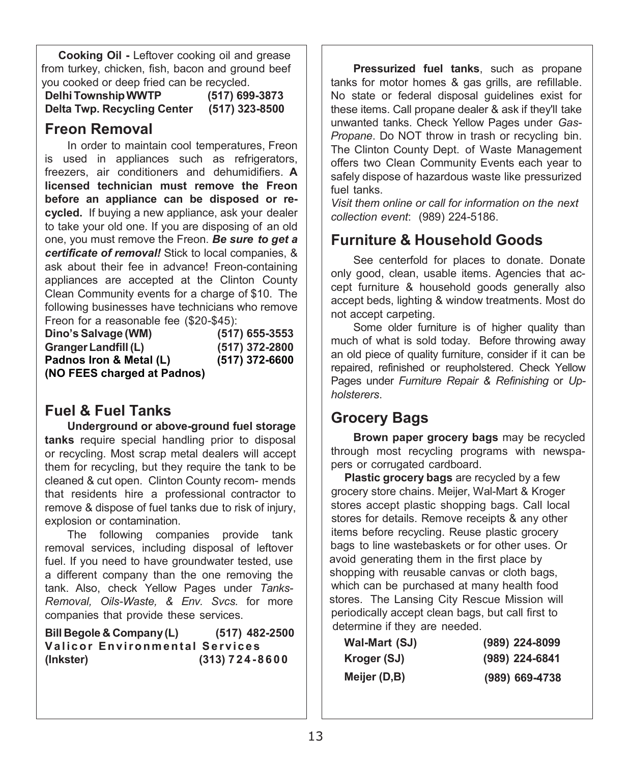**Cooking Oil -** Leftover cooking oil and grease from turkey, chicken, fish, bacon and ground beef you cooked or deep fried can be recycled.

**Delhi Township WWTP (517) 699-3873**
**Delta Twp. Recycling Center (517) 323-8500**

## Freon Removal

In order to maintain cool temperatures, Freon is used in appliances such as refrigerators, freezers, air conditioners and dehumidifiers. **A licensed technician must remove the Freon before an appliance can be disposed or recycled.** If buying a new appliance, ask your dealer to take your old one. If you are disposing of an old one, you must remove the Freon. ***Be sure to get a certificate of removal!*** Stick to local companies, & ask about their fee in advance! Freon-containing appliances are accepted at the Clinton County Clean Community events for a charge of $10. The following businesses have technicians who remove Freon for a reasonable fee ($20-$45):

**Dino's Salvage (WM) (517) 655-3553**
**Granger Landfill (L) (517) 372-2800**
**Padnos Iron & Metal (L) (517) 372-6600**
**(NO FEES charged at Padnos)**

## Fuel & Fuel Tanks

**Underground or above-ground fuel storage tanks** require special handling prior to disposal or recycling. Most scrap metal dealers will accept them for recycling, but they require the tank to be cleaned & cut open. Clinton County recommends that residents hire a professional contractor to remove & dispose of fuel tanks due to risk of injury, explosion or contamination.

The following companies provide tank removal services, including disposal of leftover fuel. If you need to have groundwater tested, use a different company than the one removing the tank. Also, check Yellow Pages under *Tanks-Removal, Oils-Waste, & Env. Svcs.* for more companies that provide these services.

**Bill Begole & Company (L) (517) 482-2500**
**Valicor Environmental Services (Inkster) (313) 724-8600**

**Pressurized fuel tanks**, such as propane tanks for motor homes & gas grills, are refillable. No state or federal disposal guidelines exist for these items. Call propane dealer & ask if they'll take unwanted tanks. Check Yellow Pages under *Gas-Propane*. Do NOT throw in trash or recycling bin. The Clinton County Dept. of Waste Management offers two Clean Community Events each year to safely dispose of hazardous waste like pressurized fuel tanks.

*Visit them online or call for information on the next collection event*: (989) 224-5186.

## Furniture & Household Goods

See centerfold for places to donate. Donate only good, clean, usable items. Agencies that accept furniture & household goods generally also accept beds, lighting & window treatments. Most do not accept carpeting.

Some older furniture is of higher quality than much of what is sold today. Before throwing away an old piece of quality furniture, consider if it can be repaired, refinished or reupholstered. Check Yellow Pages under *Furniture Repair & Refinishing* or *Upholsterers*.

## Grocery Bags

**Brown paper grocery bags** may be recycled through most recycling programs with newspapers or corrugated cardboard.

**Plastic grocery bags** are recycled by a few grocery store chains. Meijer, Wal-Mart & Kroger stores accept plastic shopping bags. Call local stores for details. Remove receipts & any other items before recycling. Reuse plastic grocery bags to line wastebaskets or for other uses. Or avoid generating them in the first place by shopping with reusable canvas or cloth bags, which can be purchased at many health food stores. The Lansing City Rescue Mission will periodically accept clean bags, but call first to determine if they are needed.

**Wal-Mart (SJ) (989) 224-8099**
**Kroger (SJ) (989) 224-6841**
**Meijer (D,B) (989) 669-4738**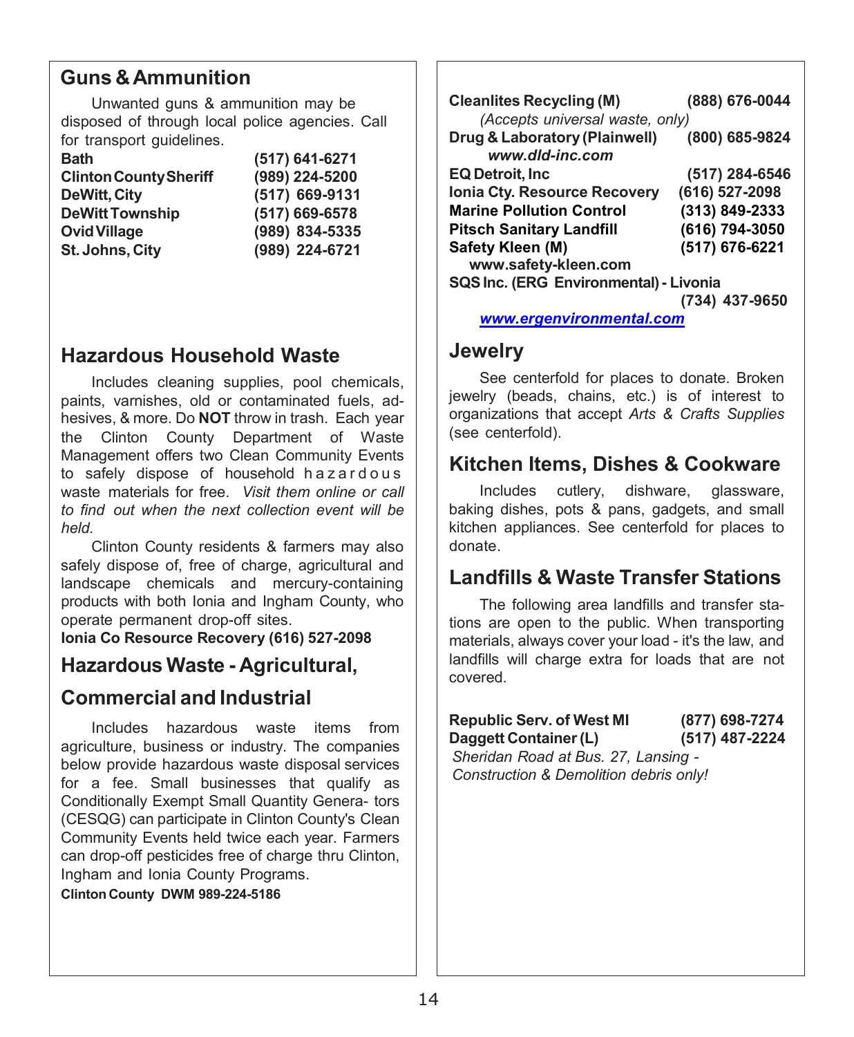## Guns & Ammunition

Unwanted guns & ammunition may be disposed of through local police agencies. Call for transport guidelines.

| | |
|---|---|
| **Bath** | **(517) 641-6271** |
| **Clinton County Sheriff** | **(989) 224-5200** |
| **DeWitt, City** | **(517) 669-9131** |
| **DeWitt Township** | **(517) 669-6578** |
| **Ovid Village** | **(989) 834-5335** |
| **St. Johns, City** | **(989) 224-6721** |

## Hazardous Household Waste

Includes cleaning supplies, pool chemicals, paints, varnishes, old or contaminated fuels, adhesives, & more. Do **NOT** throw in trash. Each year the Clinton County Department of Waste Management offers two Clean Community Events to safely dispose of household hazardous waste materials for free. *Visit them online or call to find out when the next collection event will be held.*

Clinton County residents & farmers may also safely dispose of, free of charge, agricultural and landscape chemicals and mercury-containing products with both Ionia and Ingham County, who operate permanent drop-off sites.

**Ionia Co Resource Recovery (616) 527-2098**

## Hazardous Waste - Agricultural, Commercial and Industrial

Includes hazardous waste items from agriculture, business or industry. The companies below provide hazardous waste disposal services for a fee. Small businesses that qualify as Conditionally Exempt Small Quantity Generators (CESQG) can participate in Clinton County's Clean Community Events held twice each year. Farmers can drop-off pesticides free of charge thru Clinton, Ingham and Ionia County Programs.

**Clinton County DWM 989-224-5186**

**Cleanlites Recycling (M)** **(888) 676-0044**
*(Accepts universal waste, only)*

**Drug & Laboratory (Plainwell)** **(800) 685-9824**
***www.dld-inc.com***

**EQ Detroit, Inc** **(517) 284-6546**

**Ionia Cty. Resource Recovery** **(616) 527-2098**

**Marine Pollution Control** **(313) 849-2333**

**Pitsch Sanitary Landfill** **(616) 794-3050**

**Safety Kleen (M)** **(517) 676-6221**
**www.safety-kleen.com**

**SQS Inc. (ERG Environmental) - Livonia** **(734) 437-9650**
***www.ergenvironmental.com***

## Jewelry

See centerfold for places to donate. Broken jewelry (beads, chains, etc.) is of interest to organizations that accept *Arts & Crafts Supplies* (see centerfold).

## Kitchen Items, Dishes & Cookware

Includes cutlery, dishware, glassware, baking dishes, pots & pans, gadgets, and small kitchen appliances. See centerfold for places to donate.

## Landfills & Waste Transfer Stations

The following area landfills and transfer stations are open to the public. When transporting materials, always cover your load - it's the law, and landfills will charge extra for loads that are not covered.

**Republic Serv. of West MI** **(877) 698-7274**

**Daggett Container (L)** **(517) 487-2224**
*Sheridan Road at Bus. 27, Lansing - Construction & Demolition debris only!*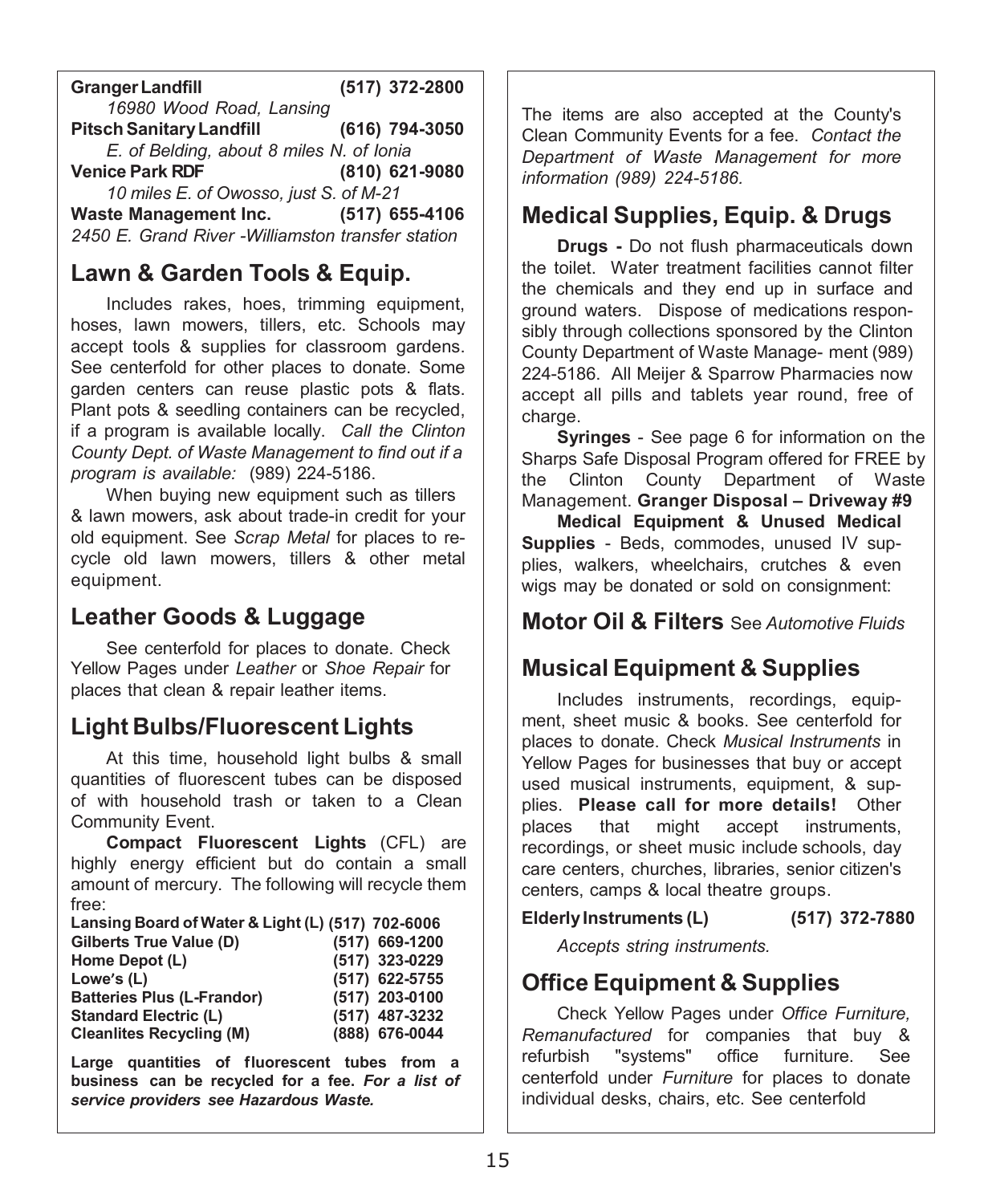**Granger Landfill** (517) 372-2800
*16980 Wood Road, Lansing*
**Pitsch Sanitary Landfill** (616) 794-3050
*E. of Belding, about 8 miles N. of Ionia*
**Venice Park RDF** (810) 621-9080
*10 miles E. of Owosso, just S. of M-21*
**Waste Management Inc.** (517) 655-4106
*2450 E. Grand River -Williamston transfer station*

## Lawn & Garden Tools & Equip.

Includes rakes, hoes, trimming equipment, hoses, lawn mowers, tillers, etc. Schools may accept tools & supplies for classroom gardens. See centerfold for other places to donate. Some garden centers can reuse plastic pots & flats. Plant pots & seedling containers can be recycled, if a program is available locally. *Call the Clinton County Dept. of Waste Management to find out if a program is available:* (989) 224-5186.

When buying new equipment such as tillers & lawn mowers, ask about trade-in credit for your old equipment. See *Scrap Metal* for places to recycle old lawn mowers, tillers & other metal equipment.

## Leather Goods & Luggage

See centerfold for places to donate. Check Yellow Pages under *Leather* or *Shoe Repair* for places that clean & repair leather items.

## Light Bulbs/Fluorescent Lights

At this time, household light bulbs & small quantities of fluorescent tubes can be disposed of with household trash or taken to a Clean Community Event.

**Compact Fluorescent Lights** (CFL) are highly energy efficient but do contain a small amount of mercury. The following will recycle them free:

**Lansing Board of Water & Light (L)** (517) 702-6006
**Gilberts True Value (D)** (517) 669-1200
**Home Depot (L)** (517) 323-0229
**Lowe's (L)** (517) 622-5755
**Batteries Plus (L-Frandor)** (517) 203-0100
**Standard Electric (L)** (517) 487-3232
**Cleanlites Recycling (M)** (888) 676-0044

**Large quantities of fluorescent tubes from a business can be recycled for a fee.** ***For a list of service providers see Hazardous Waste.***

The items are also accepted at the County's Clean Community Events for a fee. *Contact the Department of Waste Management for more information (989) 224-5186.*

## Medical Supplies, Equip. & Drugs

**Drugs -** Do not flush pharmaceuticals down the toilet. Water treatment facilities cannot filter the chemicals and they end up in surface and ground waters. Dispose of medications responsibly through collections sponsored by the Clinton County Department of Waste Manage- ment (989) 224-5186. All Meijer & Sparrow Pharmacies now accept all pills and tablets year round, free of charge.

**Syringes** - See page 6 for information on the Sharps Safe Disposal Program offered for FREE by the Clinton County Department of Waste Management. **Granger Disposal – Driveway #9**

**Medical Equipment & Unused Medical Supplies** - Beds, commodes, unused IV supplies, walkers, wheelchairs, crutches & even wigs may be donated or sold on consignment:

## Motor Oil & Filters See *Automotive Fluids*

## Musical Equipment & Supplies

Includes instruments, recordings, equipment, sheet music & books. See centerfold for places to donate. Check *Musical Instruments* in Yellow Pages for businesses that buy or accept used musical instruments, equipment, & supplies. **Please call for more details!** Other places that might accept instruments, recordings, or sheet music include schools, day care centers, churches, libraries, senior citizen's centers, camps & local theatre groups.

**Elderly Instruments (L)** (517) 372-7880
*Accepts string instruments.*

## Office Equipment & Supplies

Check Yellow Pages under *Office Furniture, Remanufactured* for companies that buy & refurbish "systems" office furniture. See centerfold under *Furniture* for places to donate individual desks, chairs, etc. See centerfold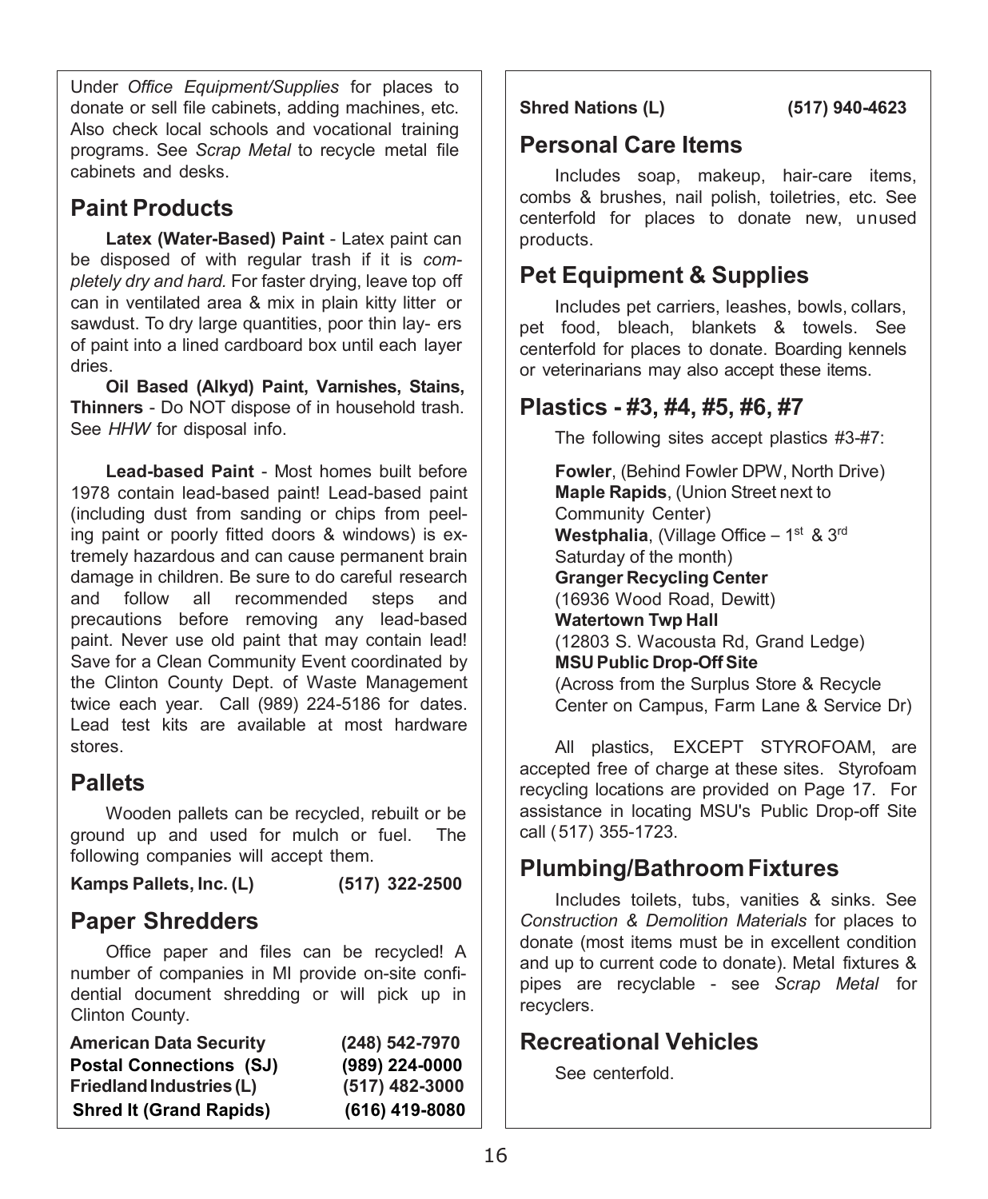Under *Office Equipment/Supplies* for places to donate or sell file cabinets, adding machines, etc. Also check local schools and vocational training programs. See *Scrap Metal* to recycle metal file cabinets and desks.

## Paint Products

**Latex (Water-Based) Paint** - Latex paint can be disposed of with regular trash if it is *completely dry and hard.* For faster drying, leave top off can in ventilated area & mix in plain kitty litter or sawdust. To dry large quantities, poor thin lay- ers of paint into a lined cardboard box until each layer dries.

**Oil Based (Alkyd) Paint, Varnishes, Stains, Thinners** - Do NOT dispose of in household trash. See *HHW* for disposal info.

**Lead-based Paint** - Most homes built before 1978 contain lead-based paint! Lead-based paint (including dust from sanding or chips from peeling paint or poorly fitted doors & windows) is extremely hazardous and can cause permanent brain damage in children. Be sure to do careful research and follow all recommended steps and precautions before removing any lead-based paint. Never use old paint that may contain lead! Save for a Clean Community Event coordinated by the Clinton County Dept. of Waste Management twice each year. Call (989) 224-5186 for dates. Lead test kits are available at most hardware stores.

## Pallets

Wooden pallets can be recycled, rebuilt or be ground up and used for mulch or fuel. The following companies will accept them.

**Kamps Pallets, Inc. (L)** **(517) 322-2500**

## Paper Shredders

Office paper and files can be recycled! A number of companies in MI provide on-site confidential document shredding or will pick up in Clinton County.

**American Data Security** **(248) 542-7970**
**Postal Connections (SJ)** **(989) 224-0000**
**Friedland Industries (L)** **(517) 482-3000**
**Shred It (Grand Rapids)** **(616) 419-8080**
**Shred Nations (L)** **(517) 940-4623**

## Personal Care Items

Includes soap, makeup, hair-care items, combs & brushes, nail polish, toiletries, etc. See centerfold for places to donate new, unused products.

## Pet Equipment & Supplies

Includes pet carriers, leashes, bowls, collars, pet food, bleach, blankets & towels. See centerfold for places to donate. Boarding kennels or veterinarians may also accept these items.

## Plastics - #3, #4, #5, #6, #7

The following sites accept plastics #3-#7:

**Fowler**, (Behind Fowler DPW, North Drive)
**Maple Rapids**, (Union Street next to Community Center)
**Westphalia**, (Village Office – 1st & 3rd Saturday of the month)
**Granger Recycling Center**
(16936 Wood Road, Dewitt)
**Watertown Twp Hall**
(12803 S. Wacousta Rd, Grand Ledge)
**MSU Public Drop-Off Site**
(Across from the Surplus Store & Recycle Center on Campus, Farm Lane & Service Dr)

All plastics, EXCEPT STYROFOAM, are accepted free of charge at these sites. Styrofoam recycling locations are provided on Page 17. For assistance in locating MSU's Public Drop-off Site call (517) 355-1723.

## Plumbing/Bathroom Fixtures

Includes toilets, tubs, vanities & sinks. See *Construction & Demolition Materials* for places to donate (most items must be in excellent condition and up to current code to donate). Metal fixtures & pipes are recyclable - see *Scrap Metal* for recyclers.

## Recreational Vehicles

See centerfold.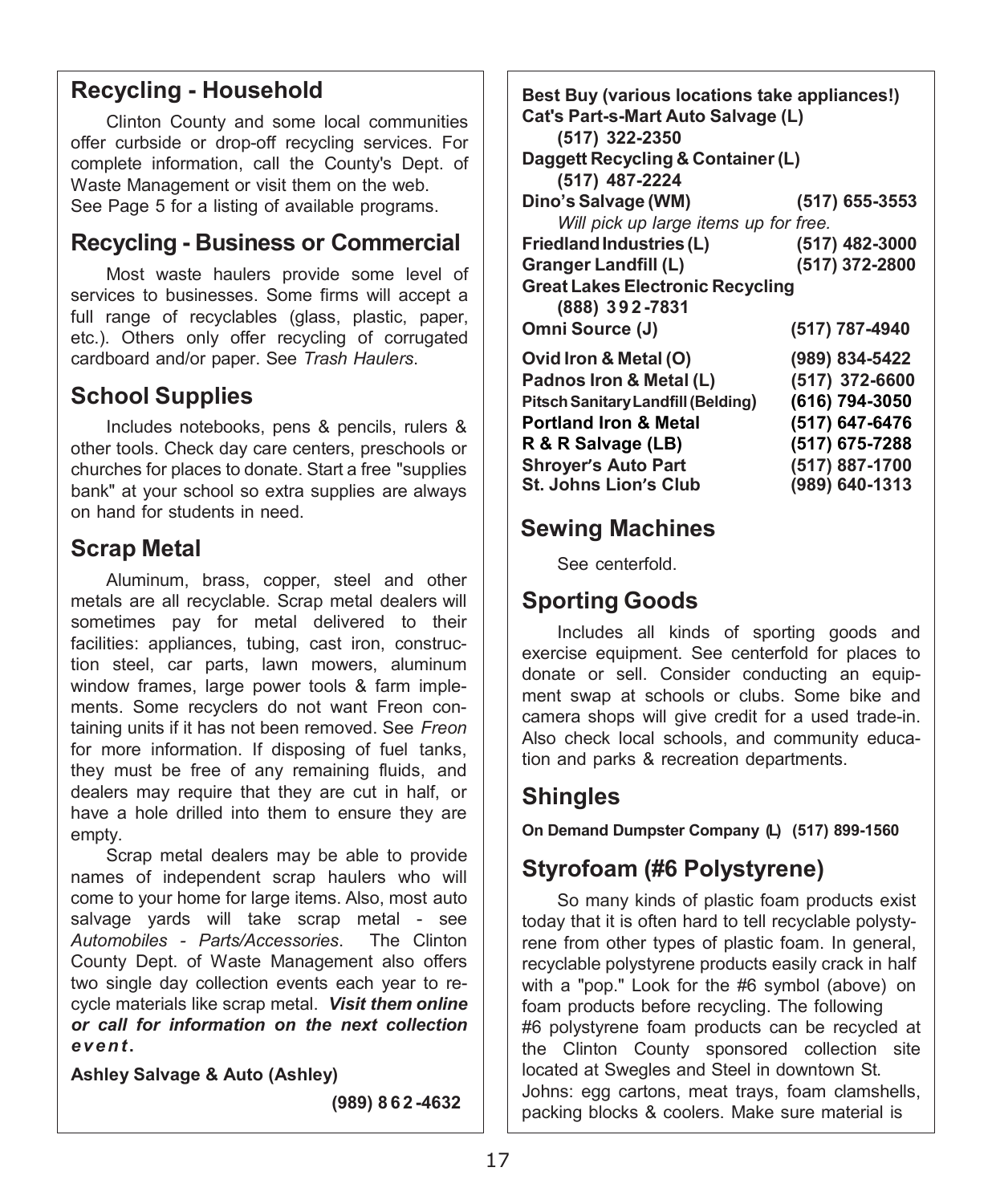## Recycling - Household

Clinton County and some local communities offer curbside or drop-off recycling services. For complete information, call the County's Dept. of Waste Management or visit them on the web. See Page 5 for a listing of available programs.

## Recycling - Business or Commercial

Most waste haulers provide some level of services to businesses. Some firms will accept a full range of recyclables (glass, plastic, paper, etc.). Others only offer recycling of corrugated cardboard and/or paper. See *Trash Haulers*.

## School Supplies

Includes notebooks, pens & pencils, rulers & other tools. Check day care centers, preschools or churches for places to donate. Start a free "supplies bank" at your school so extra supplies are always on hand for students in need.

## Scrap Metal

Aluminum, brass, copper, steel and other metals are all recyclable. Scrap metal dealers will sometimes pay for metal delivered to their facilities: appliances, tubing, cast iron, construction steel, car parts, lawn mowers, aluminum window frames, large power tools & farm implements. Some recyclers do not want Freon containing units if it has not been removed. See *Freon* for more information. If disposing of fuel tanks, they must be free of any remaining fluids, and dealers may require that they are cut in half, or have a hole drilled into them to ensure they are empty.

Scrap metal dealers may be able to provide names of independent scrap haulers who will come to your home for large items. Also, most auto salvage yards will take scrap metal - see *Automobiles - Parts/Accessories*. The Clinton County Dept. of Waste Management also offers two single day collection events each year to recycle materials like scrap metal. ***Visit them online or call for information on the next collection event.***

**Ashley Salvage & Auto (Ashley)** **(989) 862-4632**

**Best Buy (various locations take appliances!)**

**Cat's Part-s-Mart Auto Salvage (L)** **(517) 322-2350**

**Daggett Recycling & Container (L)** **(517) 487-2224**

**Dino's Salvage (WM)** **(517) 655-3553**
*Will pick up large items up for free.*

**Friedland Industries (L)** **(517) 482-3000**

**Granger Landfill (L)** **(517) 372-2800**

**Great Lakes Electronic Recycling** **(888) 392-7831**

**Omni Source (J)** **(517) 787-4940**

**Ovid Iron & Metal (O)** **(989) 834-5422**

**Padnos Iron & Metal (L)** **(517) 372-6600**

**Pitsch Sanitary Landfill (Belding)** **(616) 794-3050**

**Portland Iron & Metal** **(517) 647-6476**

**R & R Salvage (LB)** **(517) 675-7288**

**Shroyer's Auto Part** **(517) 887-1700**

**St. Johns Lion's Club** **(989) 640-1313**

## Sewing Machines

See centerfold.

## Sporting Goods

Includes all kinds of sporting goods and exercise equipment. See centerfold for places to donate or sell. Consider conducting an equipment swap at schools or clubs. Some bike and camera shops will give credit for a used trade-in. Also check local schools, and community education and parks & recreation departments.

## Shingles

**On Demand Dumpster Company (L) (517) 899-1560**

## Styrofoam (#6 Polystyrene)

So many kinds of plastic foam products exist today that it is often hard to tell recyclable polystyrene from other types of plastic foam. In general, recyclable polystyrene products easily crack in half with a "pop." Look for the #6 symbol (above) on foam products before recycling. The following #6 polystyrene foam products can be recycled at the Clinton County sponsored collection site located at Swegles and Steel in downtown St. Johns: egg cartons, meat trays, foam clamshells, packing blocks & coolers. Make sure material is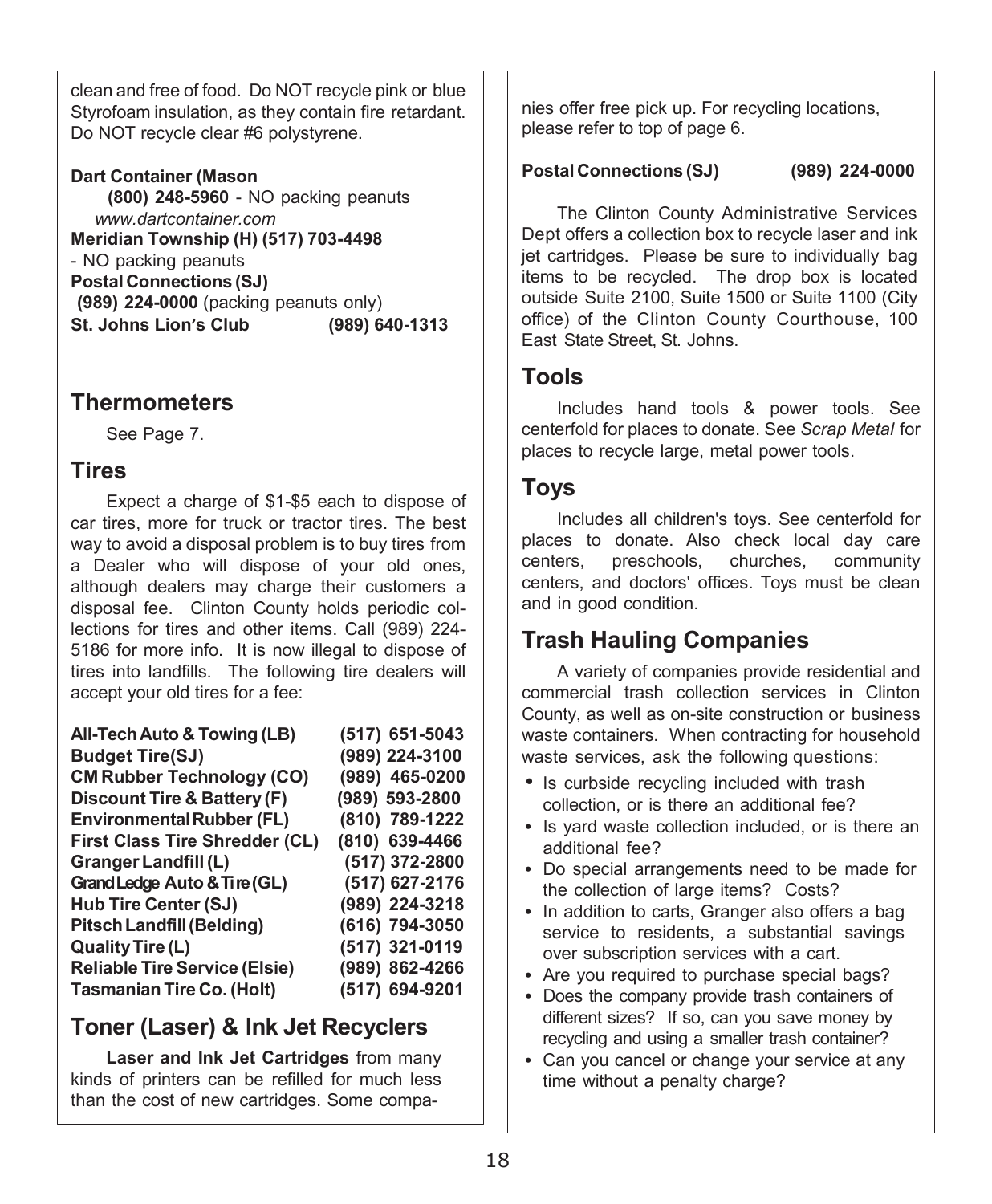clean and free of food. Do NOT recycle pink or blue Styrofoam insulation, as they contain fire retardant. Do NOT recycle clear #6 polystyrene.

**Dart Container (Mason**
**(800) 248-5960** - NO packing peanuts
*www.dartcontainer.com*
**Meridian Township (H) (517) 703-4498**
- NO packing peanuts
**Postal Connections (SJ)**
**(989) 224-0000** (packing peanuts only)
**St. Johns Lion's Club (989) 640-1313**

## Thermometers

See Page 7.

## Tires

Expect a charge of $1-$5 each to dispose of car tires, more for truck or tractor tires. The best way to avoid a disposal problem is to buy tires from a Dealer who will dispose of your old ones, although dealers may charge their customers a disposal fee. Clinton County holds periodic collections for tires and other items. Call (989) 224-5186 for more info. It is now illegal to dispose of tires into landfills. The following tire dealers will accept your old tires for a fee:

| | |
|---|---|
| **All-Tech Auto & Towing (LB)** | **(517) 651-5043** |
| **Budget Tire(SJ)** | **(989) 224-3100** |
| **CM Rubber Technology (CO)** | **(989) 465-0200** |
| **Discount Tire & Battery (F)** | **(989) 593-2800** |
| **Environmental Rubber (FL)** | **(810) 789-1222** |
| **First Class Tire Shredder (CL)** | **(810) 639-4466** |
| **Granger Landfill (L)** | **(517) 372-2800** |
| **Grand Ledge Auto & Tire (GL)** | **(517) 627-2176** |
| **Hub Tire Center (SJ)** | **(989) 224-3218** |
| **Pitsch Landfill (Belding)** | **(616) 794-3050** |
| **Quality Tire (L)** | **(517) 321-0119** |
| **Reliable Tire Service (Elsie)** | **(989) 862-4266** |
| **Tasmanian Tire Co. (Holt)** | **(517) 694-9201** |

## Toner (Laser) & Ink Jet Recyclers

**Laser and Ink Jet Cartridges** from many kinds of printers can be refilled for much less than the cost of new cartridges. Some companies offer free pick up. For recycling locations, please refer to top of page 6.

**Postal Connections (SJ) (989) 224-0000**

The Clinton County Administrative Services Dept offers a collection box to recycle laser and ink jet cartridges. Please be sure to individually bag items to be recycled. The drop box is located outside Suite 2100, Suite 1500 or Suite 1100 (City office) of the Clinton County Courthouse, 100 East State Street, St. Johns.

## Tools

Includes hand tools & power tools. See centerfold for places to donate. See *Scrap Metal* for places to recycle large, metal power tools.

## Toys

Includes all children's toys. See centerfold for places to donate. Also check local day care centers, preschools, churches, community centers, and doctors' offices. Toys must be clean and in good condition.

## Trash Hauling Companies

A variety of companies provide residential and commercial trash collection services in Clinton County, as well as on-site construction or business waste containers. When contracting for household waste services, ask the following questions:

- Is curbside recycling included with trash collection, or is there an additional fee?
- Is yard waste collection included, or is there an additional fee?
- Do special arrangements need to be made for the collection of large items? Costs?
- In addition to carts, Granger also offers a bag service to residents, a substantial savings over subscription services with a cart.
- Are you required to purchase special bags?
- Does the company provide trash containers of different sizes? If so, can you save money by recycling and using a smaller trash container?
- Can you cancel or change your service at any time without a penalty charge?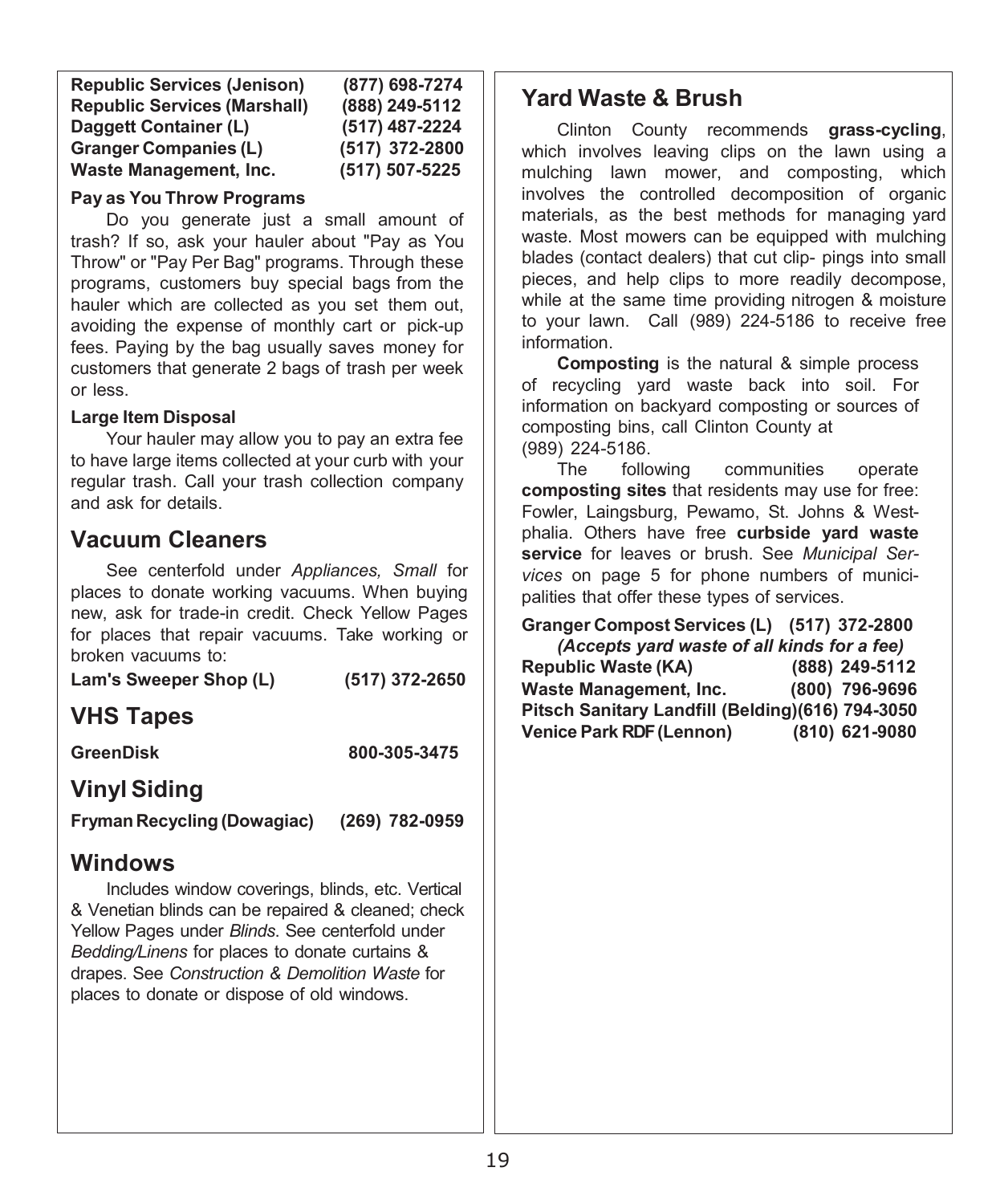| | |
|---|---|
| **Republic Services (Jenison)** | **(877) 698-7274** |
| **Republic Services (Marshall)** | **(888) 249-5112** |
| **Daggett Container (L)** | **(517) 487-2224** |
| **Granger Companies (L)** | **(517) 372-2800** |
| **Waste Management, Inc.** | **(517) 507-5225** |

**Pay as You Throw Programs**

Do you generate just a small amount of trash? If so, ask your hauler about "Pay as You Throw" or "Pay Per Bag" programs. Through these programs, customers buy special bags from the hauler which are collected as you set them out, avoiding the expense of monthly cart or pick-up fees. Paying by the bag usually saves money for customers that generate 2 bags of trash per week or less.

**Large Item Disposal**

Your hauler may allow you to pay an extra fee to have large items collected at your curb with your regular trash. Call your trash collection company and ask for details.

## Vacuum Cleaners

See centerfold under *Appliances, Small* for places to donate working vacuums. When buying new, ask for trade-in credit. Check Yellow Pages for places that repair vacuums. Take working or broken vacuums to:

**Lam's Sweeper Shop (L)** **(517) 372-2650**

## VHS Tapes

**GreenDisk** **800-305-3475**

## Vinyl Siding

**Fryman Recycling (Dowagiac)** **(269) 782-0959**

## Windows

Includes window coverings, blinds, etc. Vertical & Venetian blinds can be repaired & cleaned; check Yellow Pages under *Blinds*. See centerfold under *Bedding/Linens* for places to donate curtains & drapes. See *Construction & Demolition Waste* for places to donate or dispose of old windows.

## Yard Waste & Brush

Clinton County recommends **grass-cycling**, which involves leaving clips on the lawn using a mulching lawn mower, and composting, which involves the controlled decomposition of organic materials, as the best methods for managing yard waste. Most mowers can be equipped with mulching blades (contact dealers) that cut clip- pings into small pieces, and help clips to more readily decompose, while at the same time providing nitrogen & moisture to your lawn. Call (989) 224-5186 to receive free information.

**Composting** is the natural & simple process of recycling yard waste back into soil. For information on backyard composting or sources of composting bins, call Clinton County at (989) 224-5186.

The following communities operate **composting sites** that residents may use for free: Fowler, Laingsburg, Pewamo, St. Johns & Westphalia. Others have free **curbside yard waste service** for leaves or brush. See *Municipal Services* on page 5 for phone numbers of municipalities that offer these types of services.

**Granger Compost Services (L)** **(517) 372-2800**
***(Accepts yard waste of all kinds for a fee)***

| | |
|---|---|
| **Republic Waste (KA)** | **(888) 249-5112** |
| **Waste Management, Inc.** | **(800) 796-9696** |
| **Pitsch Sanitary Landfill (Belding)** | **(616) 794-3050** |
| **Venice Park RDF (Lennon)** | **(810) 621-9080** |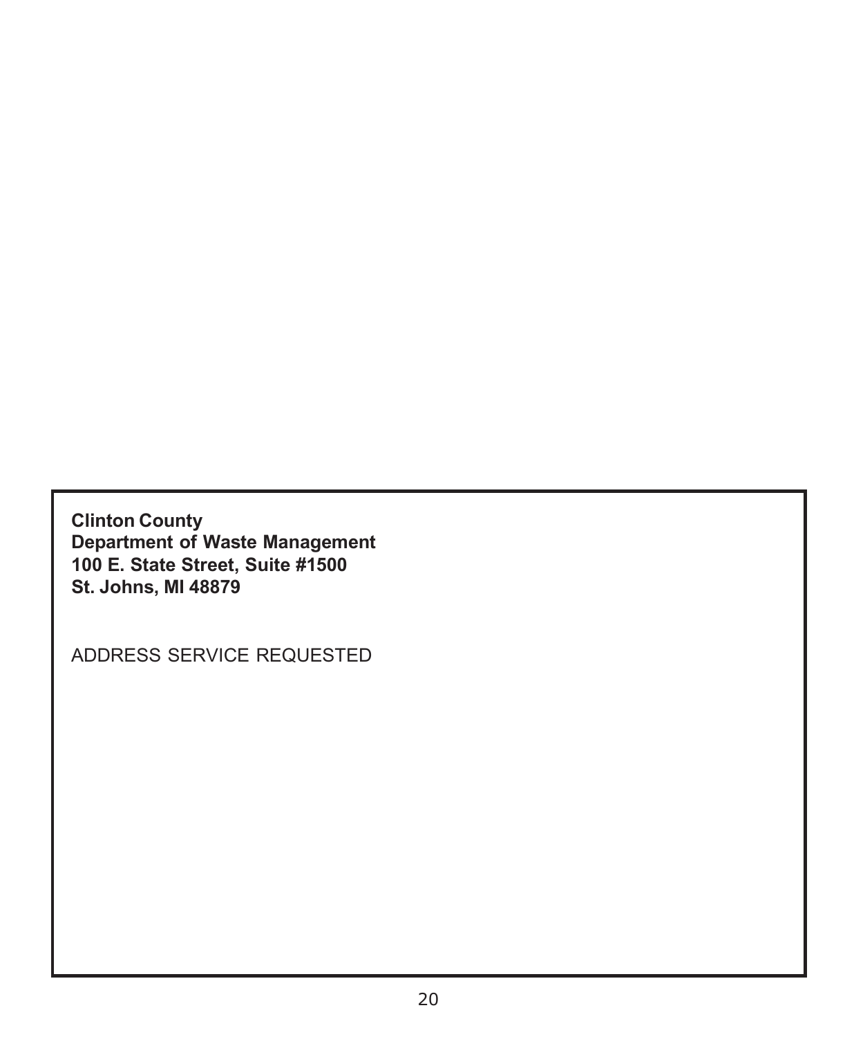**Clinton County**
**Department of Waste Management**
**100 E. State Street, Suite #1500**
**St. Johns, MI 48879**

ADDRESS SERVICE REQUESTED